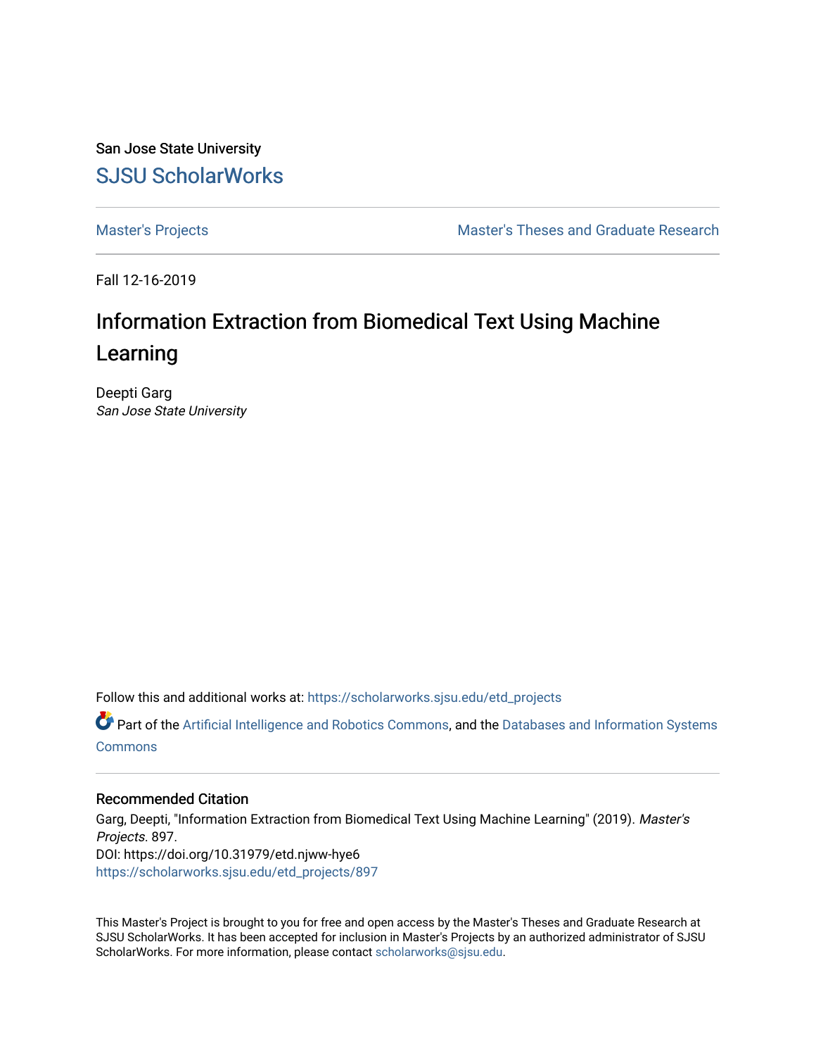San Jose State University

# SJSU ScholarWorks

Master's Projects

Master's Theses and Graduate Research

Fall 12-16-2019

# Information Extraction from Biomedical Text Using Machine Learning

Deepti Garg
*San Jose State University*

Follow this and additional works at: https://scholarworks.sjsu.edu/etd_projects

Part of the Artificial Intelligence and Robotics Commons, and the Databases and Information Systems Commons

## Recommended Citation

Garg, Deepti, "Information Extraction from Biomedical Text Using Machine Learning" (2019). *Master's Projects*. 897.
DOI: https://doi.org/10.31979/etd.njww-hye6
https://scholarworks.sjsu.edu/etd_projects/897

This Master's Project is brought to you for free and open access by the Master's Theses and Graduate Research at SJSU ScholarWorks. It has been accepted for inclusion in Master's Projects by an authorized administrator of SJSU ScholarWorks. For more information, please contact scholarworks@sjsu.edu.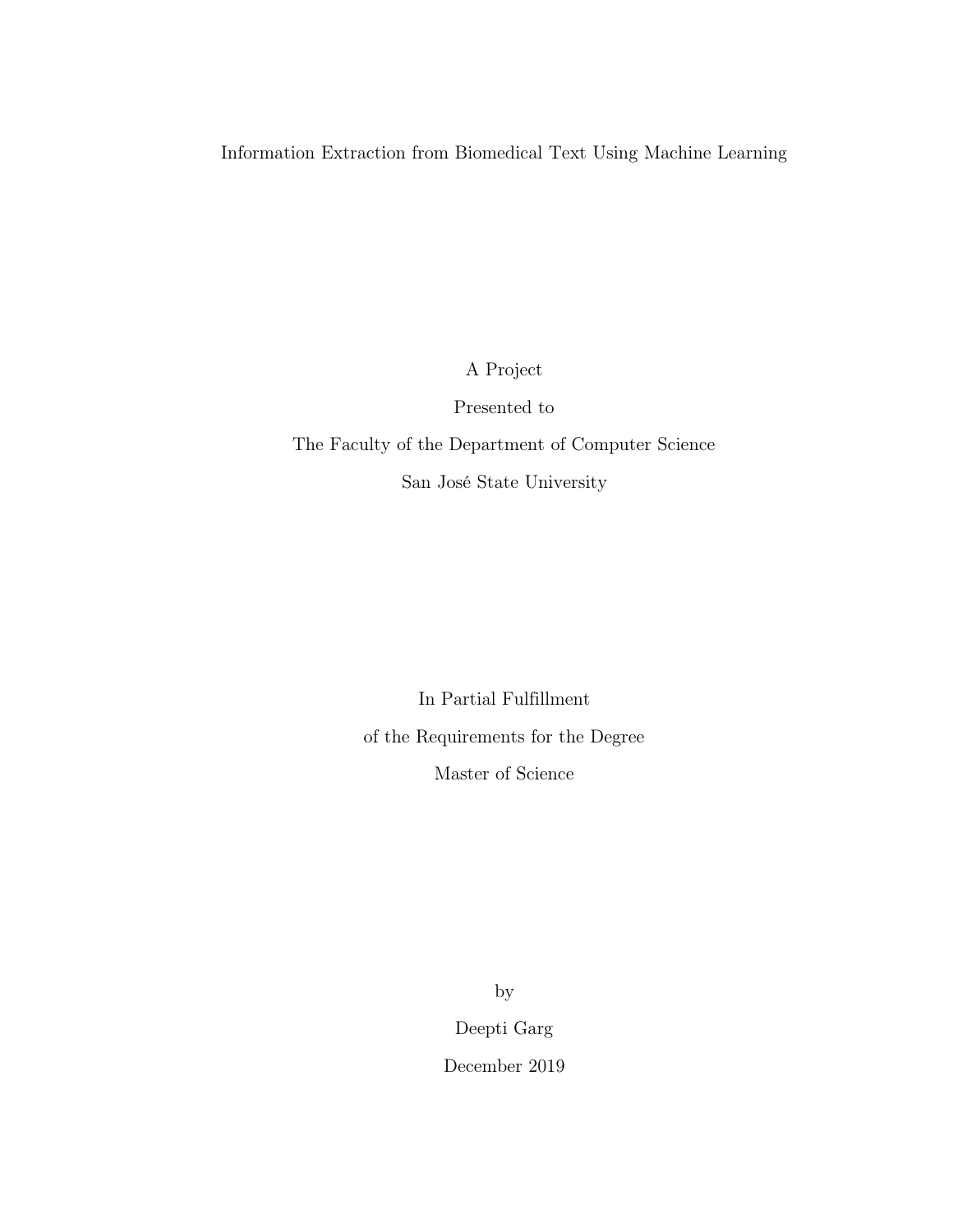Information Extraction from Biomedical Text Using Machine Learning

A Project

Presented to

The Faculty of the Department of Computer Science

San José State University

In Partial Fulfillment

of the Requirements for the Degree

Master of Science

by

Deepti Garg

December 2019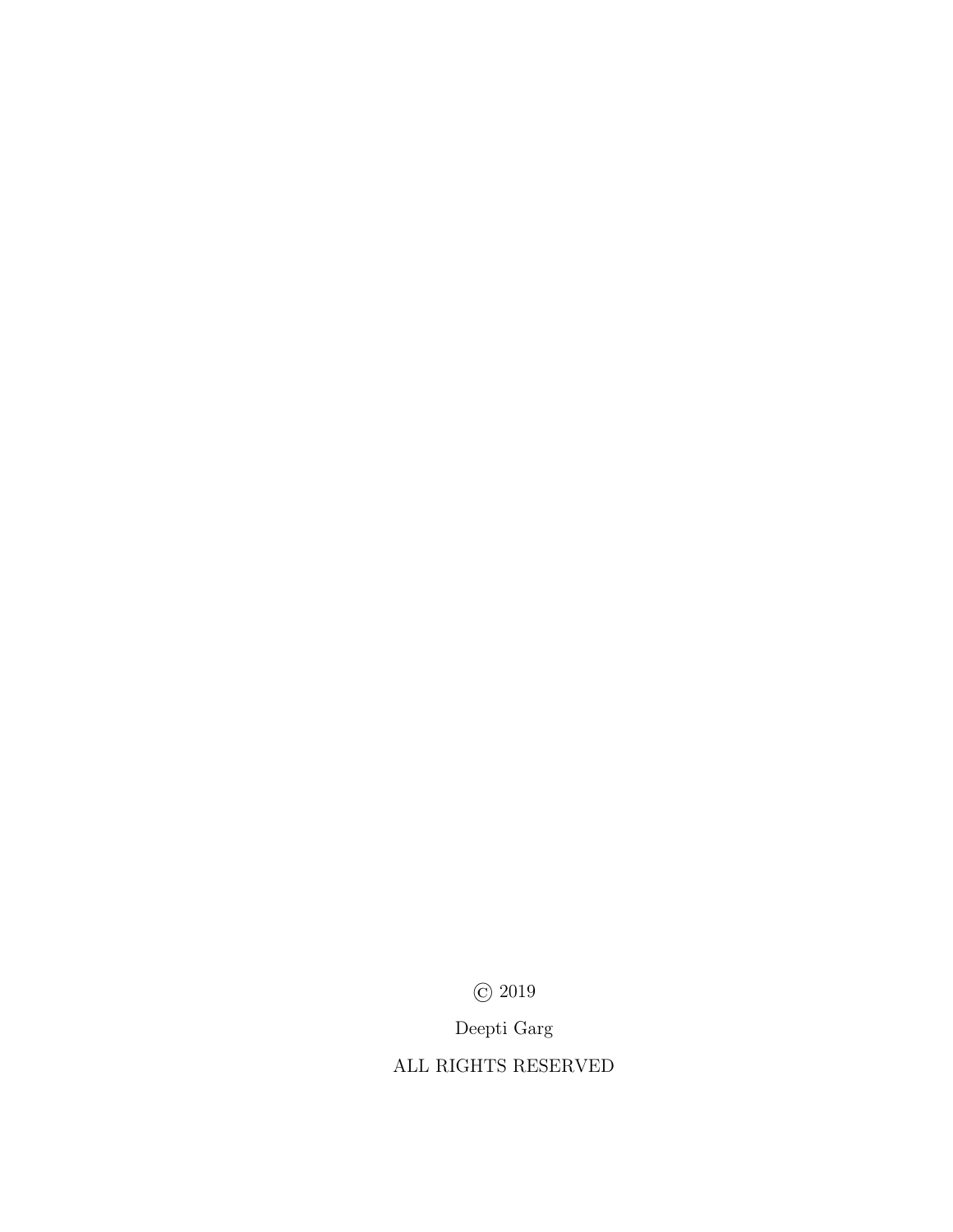© 2019

Deepti Garg

ALL RIGHTS RESERVED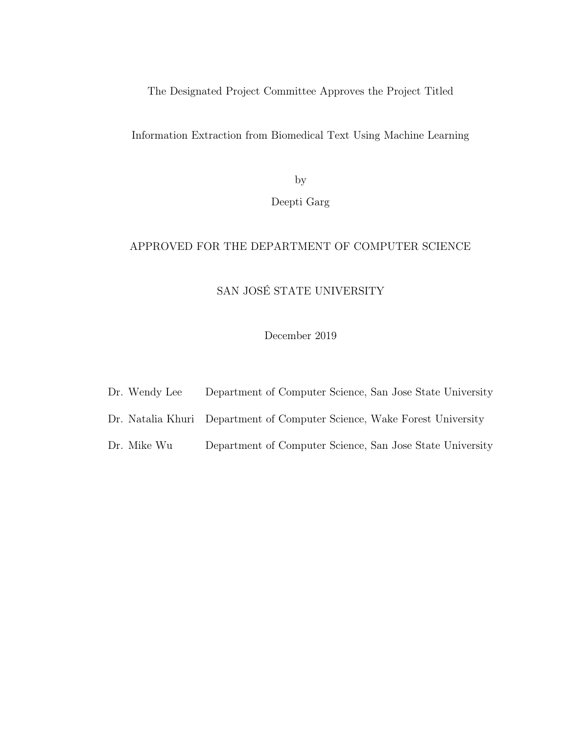The Designated Project Committee Approves the Project Titled

Information Extraction from Biomedical Text Using Machine Learning

by

Deepti Garg

APPROVED FOR THE DEPARTMENT OF COMPUTER SCIENCE

SAN JOSÉ STATE UNIVERSITY

December 2019

| | |
|---|---|
| Dr. Wendy Lee | Department of Computer Science, San Jose State University |
| Dr. Natalia Khuri | Department of Computer Science, Wake Forest University |
| Dr. Mike Wu | Department of Computer Science, San Jose State University |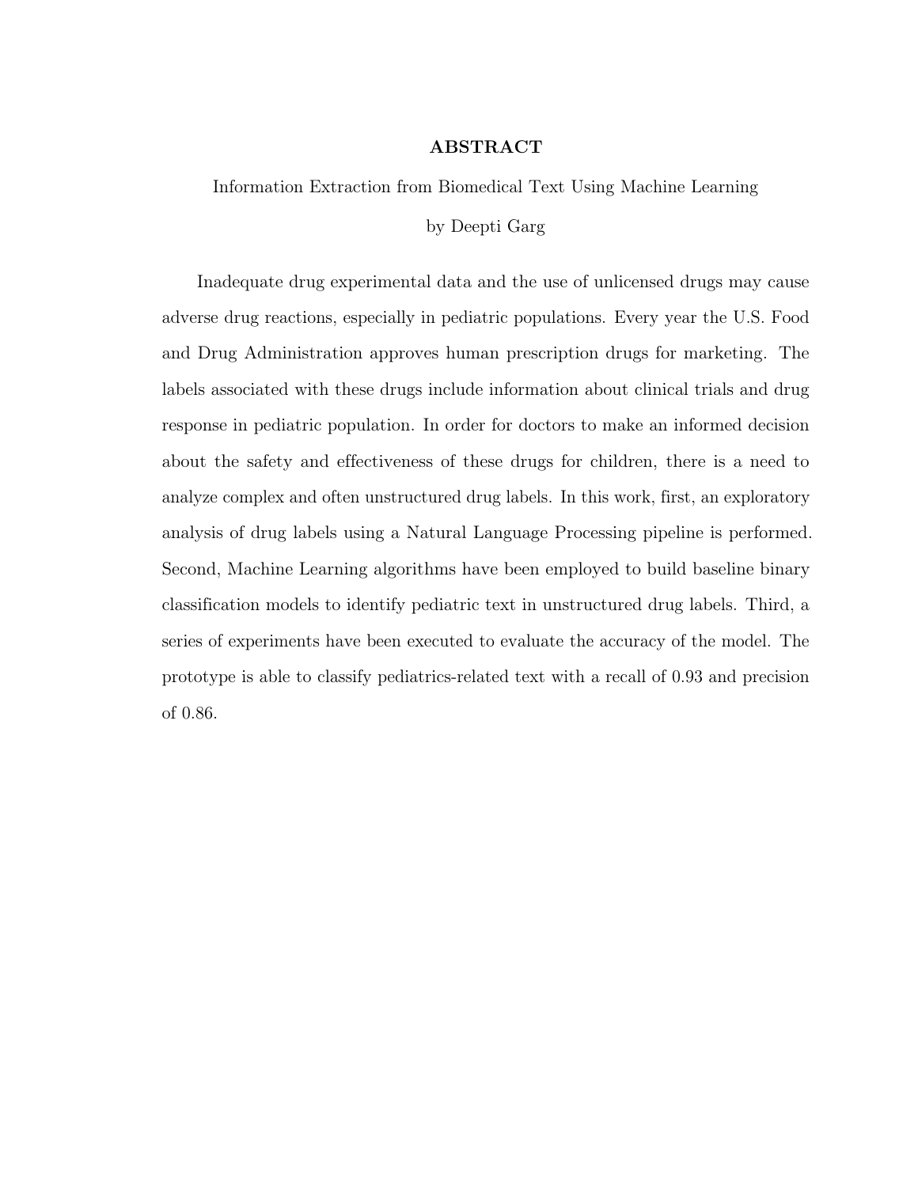# ABSTRACT

Information Extraction from Biomedical Text Using Machine Learning

by Deepti Garg

Inadequate drug experimental data and the use of unlicensed drugs may cause adverse drug reactions, especially in pediatric populations. Every year the U.S. Food and Drug Administration approves human prescription drugs for marketing. The labels associated with these drugs include information about clinical trials and drug response in pediatric population. In order for doctors to make an informed decision about the safety and effectiveness of these drugs for children, there is a need to analyze complex and often unstructured drug labels. In this work, first, an exploratory analysis of drug labels using a Natural Language Processing pipeline is performed. Second, Machine Learning algorithms have been employed to build baseline binary classification models to identify pediatric text in unstructured drug labels. Third, a series of experiments have been executed to evaluate the accuracy of the model. The prototype is able to classify pediatrics-related text with a recall of 0.93 and precision of 0.86.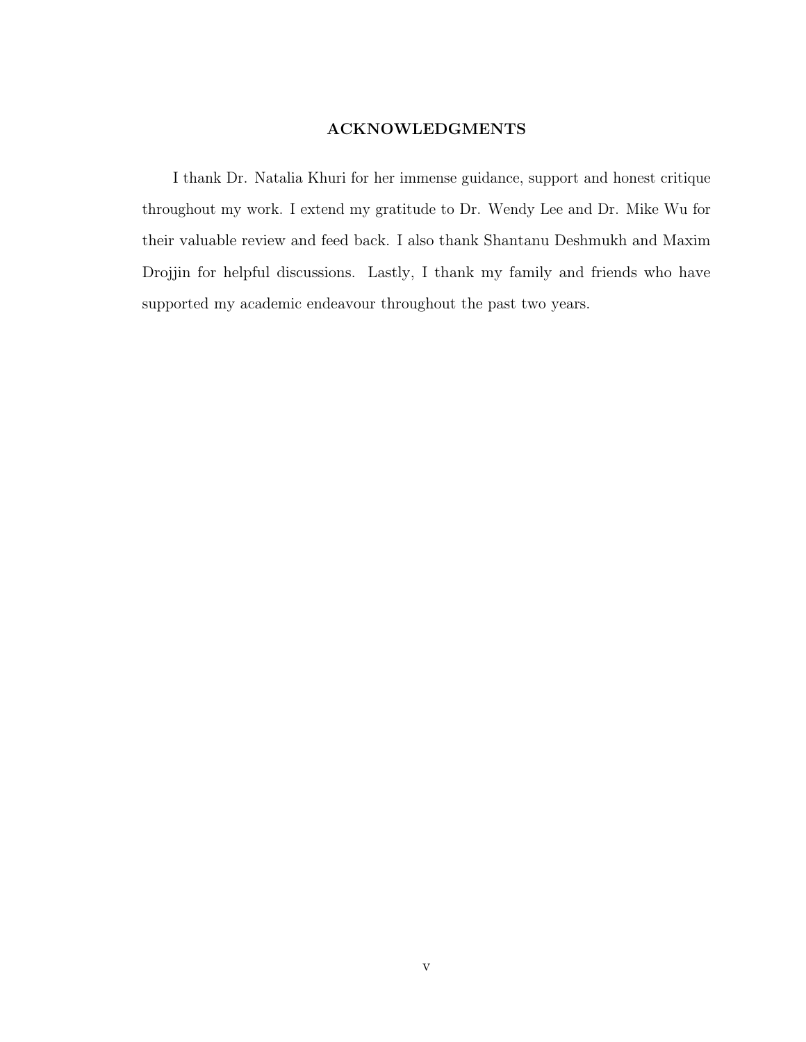## ACKNOWLEDGMENTS

I thank Dr. Natalia Khuri for her immense guidance, support and honest critique throughout my work. I extend my gratitude to Dr. Wendy Lee and Dr. Mike Wu for their valuable review and feed back. I also thank Shantanu Deshmukh and Maxim Drojjin for helpful discussions. Lastly, I thank my family and friends who have supported my academic endeavour throughout the past two years.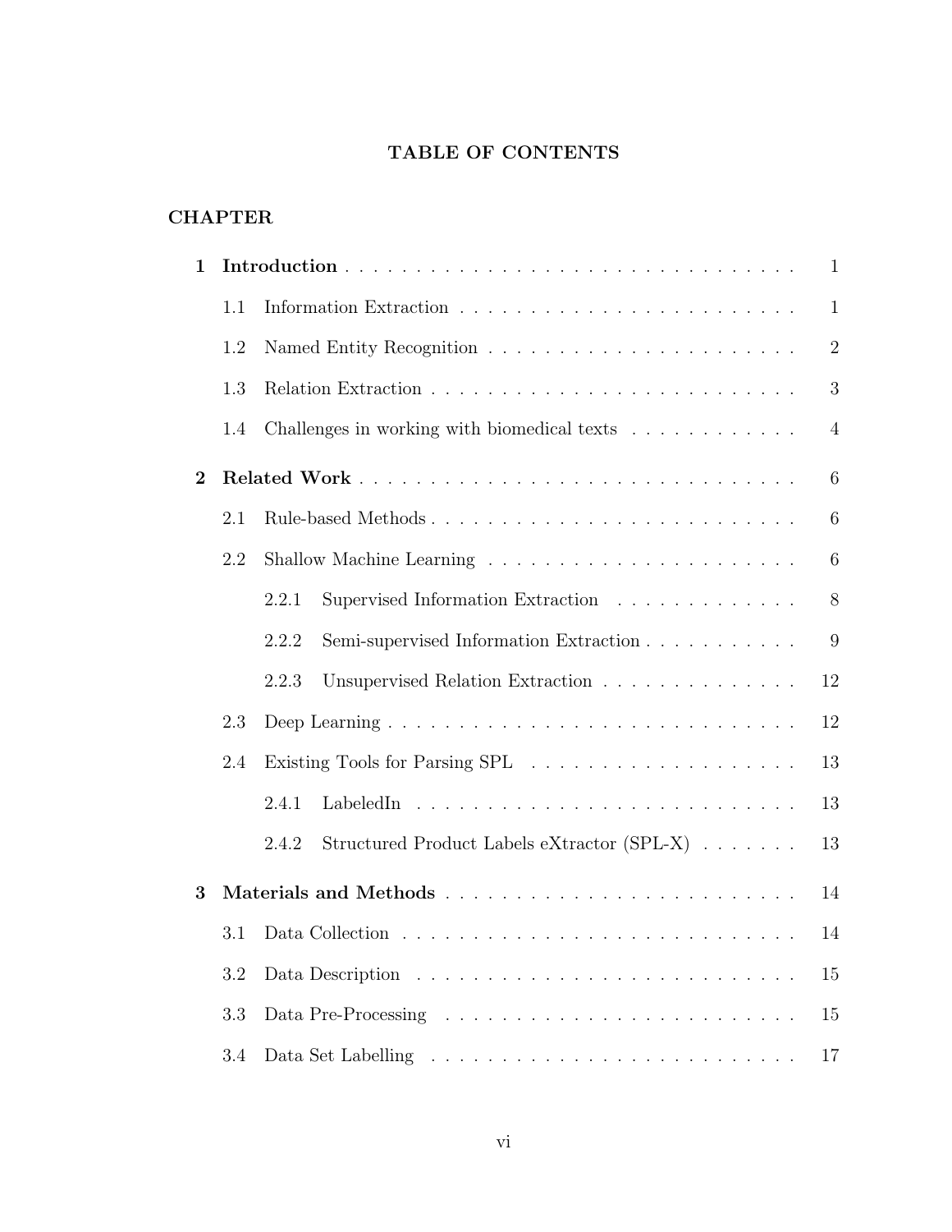# TABLE OF CONTENTS

**CHAPTER**

| | | | Page |
|---|---|---|---|
| **1** | **Introduction** | | 1 |
| | 1.1 | Information Extraction | 1 |
| | 1.2 | Named Entity Recognition | 2 |
| | 1.3 | Relation Extraction | 3 |
| | 1.4 | Challenges in working with biomedical texts | 4 |
| **2** | **Related Work** | | 6 |
| | 2.1 | Rule-based Methods | 6 |
| | 2.2 | Shallow Machine Learning | 6 |
| | | 2.2.1 Supervised Information Extraction | 8 |
| | | 2.2.2 Semi-supervised Information Extraction | 9 |
| | | 2.2.3 Unsupervised Relation Extraction | 12 |
| | 2.3 | Deep Learning | 12 |
| | 2.4 | Existing Tools for Parsing SPL | 13 |
| | | 2.4.1 LabeledIn | 13 |
| | | 2.4.2 Structured Product Labels eXtractor (SPL-X) | 13 |
| **3** | **Materials and Methods** | | 14 |
| | 3.1 | Data Collection | 14 |
| | 3.2 | Data Description | 15 |
| | 3.3 | Data Pre-Processing | 15 |
| | 3.4 | Data Set Labelling | 17 |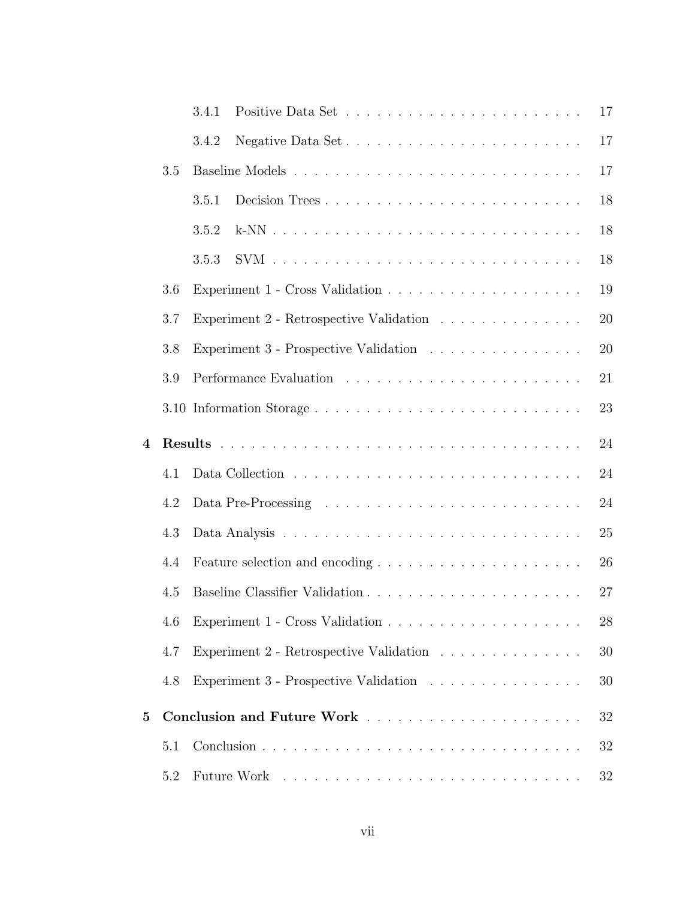- 3.4.1 Positive Data Set . . . . . . . . . . . . . . . . . . . . . . . 17
- 3.4.2 Negative Data Set . . . . . . . . . . . . . . . . . . . . . . . 17
- 3.5 Baseline Models . . . . . . . . . . . . . . . . . . . . . . . . . . . . 17
  - 3.5.1 Decision Trees . . . . . . . . . . . . . . . . . . . . . . . . . 18
  - 3.5.2 k-NN . . . . . . . . . . . . . . . . . . . . . . . . . . . . . . 18
  - 3.5.3 SVM . . . . . . . . . . . . . . . . . . . . . . . . . . . . . . 18
- 3.6 Experiment 1 - Cross Validation . . . . . . . . . . . . . . . . . . . 19
- 3.7 Experiment 2 - Retrospective Validation . . . . . . . . . . . . . . 20
- 3.8 Experiment 3 - Prospective Validation . . . . . . . . . . . . . . . 20
- 3.9 Performance Evaluation . . . . . . . . . . . . . . . . . . . . . . . 21
- 3.10 Information Storage . . . . . . . . . . . . . . . . . . . . . . . . . 23

**4 Results** . . . . . . . . . . . . . . . . . . . . . . . . . . . . . . . . 24
- 4.1 Data Collection . . . . . . . . . . . . . . . . . . . . . . . . . . . . 24
- 4.2 Data Pre-Processing . . . . . . . . . . . . . . . . . . . . . . . . . 24
- 4.3 Data Analysis . . . . . . . . . . . . . . . . . . . . . . . . . . . . . 25
- 4.4 Feature selection and encoding . . . . . . . . . . . . . . . . . . . . 26
- 4.5 Baseline Classifier Validation . . . . . . . . . . . . . . . . . . . . . 27
- 4.6 Experiment 1 - Cross Validation . . . . . . . . . . . . . . . . . . . 28
- 4.7 Experiment 2 - Retrospective Validation . . . . . . . . . . . . . . 30
- 4.8 Experiment 3 - Prospective Validation . . . . . . . . . . . . . . . 30

**5 Conclusion and Future Work** . . . . . . . . . . . . . . . . . . . . . 32
- 5.1 Conclusion . . . . . . . . . . . . . . . . . . . . . . . . . . . . . . . 32
- 5.2 Future Work . . . . . . . . . . . . . . . . . . . . . . . . . . . . . . 32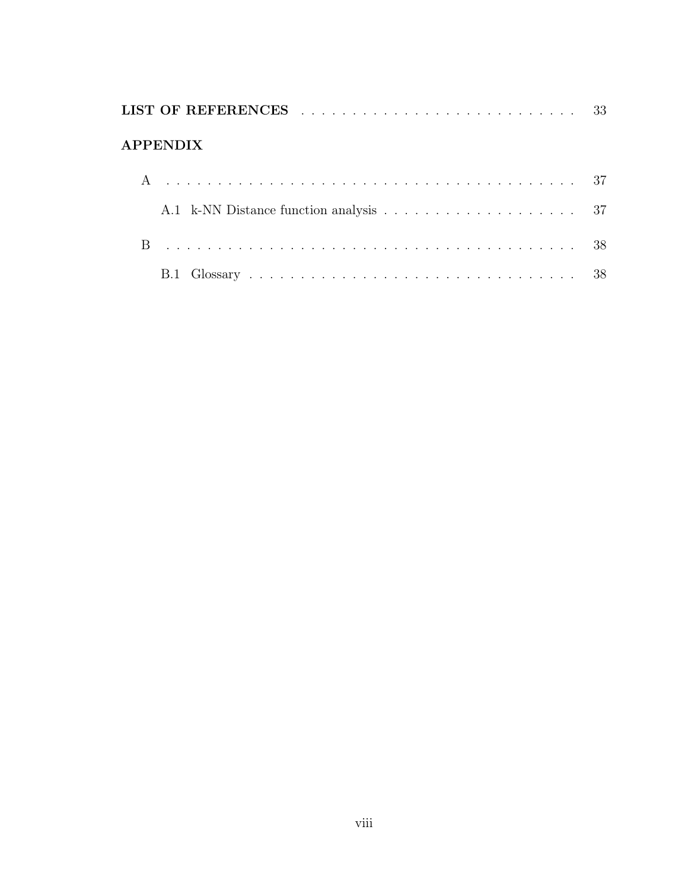**LIST OF REFERENCES** . . . . . . . . . . . . . . . . . . . . . . . . . . . 33

**APPENDIX**

A . . . . . . . . . . . . . . . . . . . . . . . . . . . . . . . . . . . . . . . . . . . 37

A.1 k-NN Distance function analysis . . . . . . . . . . . . . . . . . . . . 37

B . . . . . . . . . . . . . . . . . . . . . . . . . . . . . . . . . . . . . . . . . . . 38

B.1 Glossary . . . . . . . . . . . . . . . . . . . . . . . . . . . . . . . 38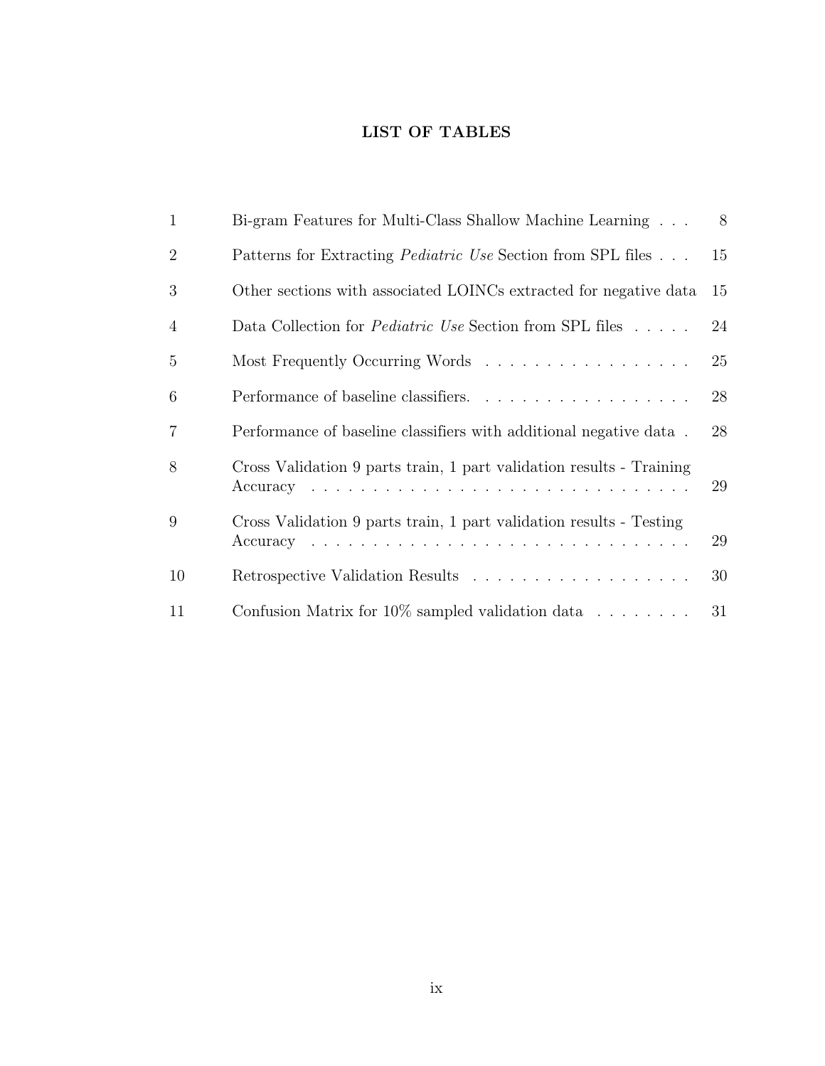## LIST OF TABLES

| | | |
|---|---|---|
| 1 | Bi-gram Features for Multi-Class Shallow Machine Learning | 8 |
| 2 | Patterns for Extracting *Pediatric Use* Section from SPL files | 15 |
| 3 | Other sections with associated LOINCs extracted for negative data | 15 |
| 4 | Data Collection for *Pediatric Use* Section from SPL files | 24 |
| 5 | Most Frequently Occurring Words | 25 |
| 6 | Performance of baseline classifiers. | 28 |
| 7 | Performance of baseline classifiers with additional negative data | 28 |
| 8 | Cross Validation 9 parts train, 1 part validation results - Training Accuracy | 29 |
| 9 | Cross Validation 9 parts train, 1 part validation results - Testing Accuracy | 29 |
| 10 | Retrospective Validation Results | 30 |
| 11 | Confusion Matrix for 10% sampled validation data | 31 |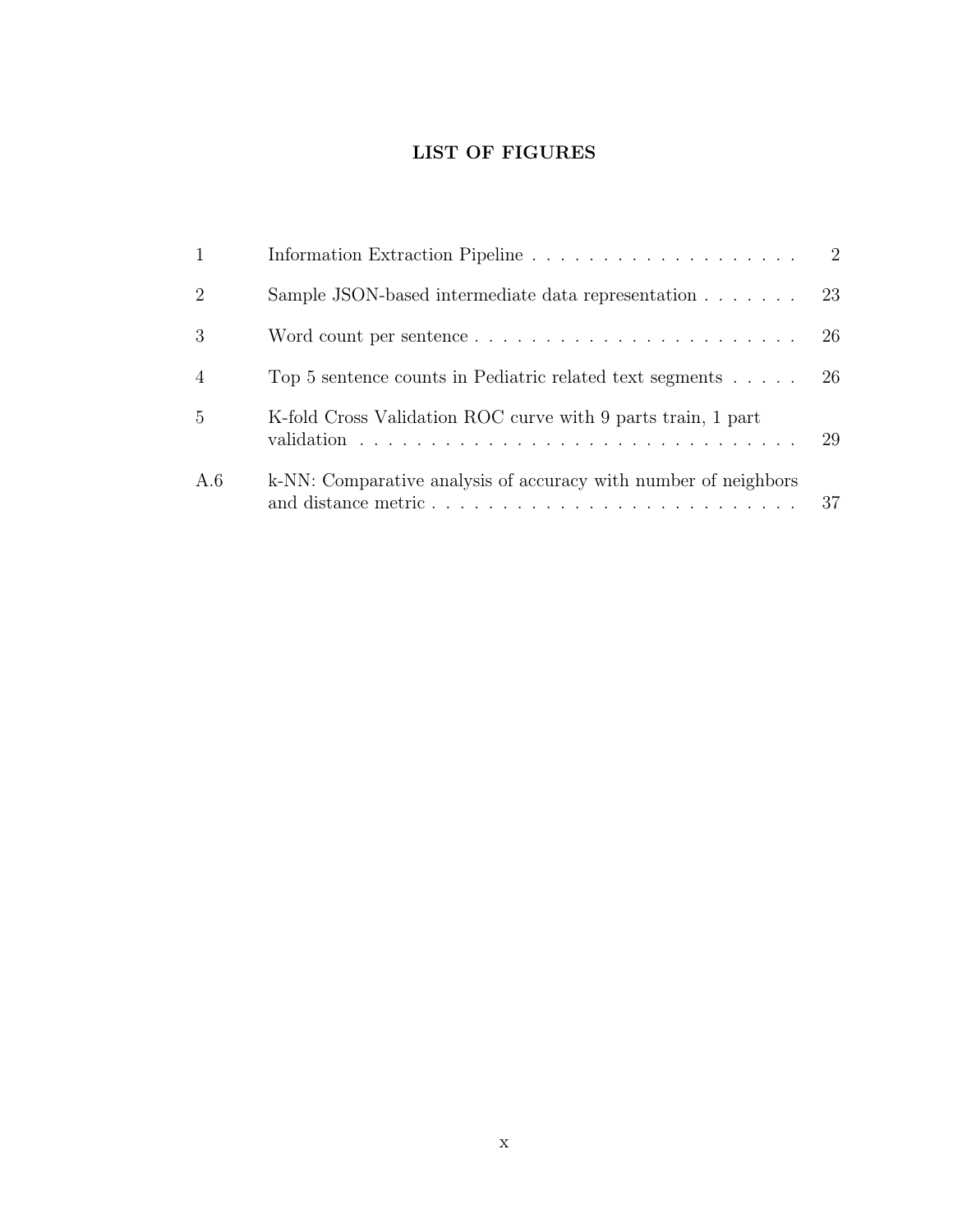# LIST OF FIGURES

| | | |
|---|---|---|
| 1 | Information Extraction Pipeline | 2 |
| 2 | Sample JSON-based intermediate data representation | 23 |
| 3 | Word count per sentence | 26 |
| 4 | Top 5 sentence counts in Pediatric related text segments | 26 |
| 5 | K-fold Cross Validation ROC curve with 9 parts train, 1 part validation | 29 |
| A.6 | k-NN: Comparative analysis of accuracy with number of neighbors and distance metric | 37 |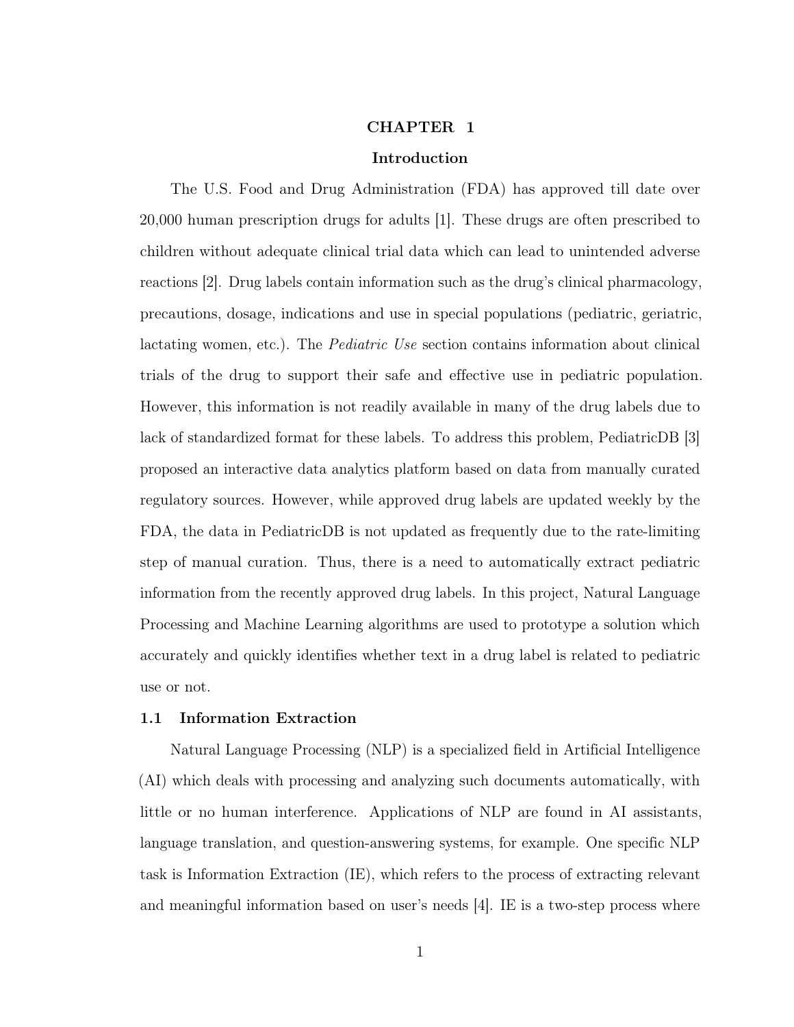# CHAPTER 1

## Introduction

The U.S. Food and Drug Administration (FDA) has approved till date over 20,000 human prescription drugs for adults [1]. These drugs are often prescribed to children without adequate clinical trial data which can lead to unintended adverse reactions [2]. Drug labels contain information such as the drug's clinical pharmacology, precautions, dosage, indications and use in special populations (pediatric, geriatric, lactating women, etc.). The *Pediatric Use* section contains information about clinical trials of the drug to support their safe and effective use in pediatric population. However, this information is not readily available in many of the drug labels due to lack of standardized format for these labels. To address this problem, PediatricDB [3] proposed an interactive data analytics platform based on data from manually curated regulatory sources. However, while approved drug labels are updated weekly by the FDA, the data in PediatricDB is not updated as frequently due to the rate-limiting step of manual curation. Thus, there is a need to automatically extract pediatric information from the recently approved drug labels. In this project, Natural Language Processing and Machine Learning algorithms are used to prototype a solution which accurately and quickly identifies whether text in a drug label is related to pediatric use or not.

### 1.1 Information Extraction

Natural Language Processing (NLP) is a specialized field in Artificial Intelligence (AI) which deals with processing and analyzing such documents automatically, with little or no human interference. Applications of NLP are found in AI assistants, language translation, and question-answering systems, for example. One specific NLP task is Information Extraction (IE), which refers to the process of extracting relevant and meaningful information based on user's needs [4]. IE is a two-step process where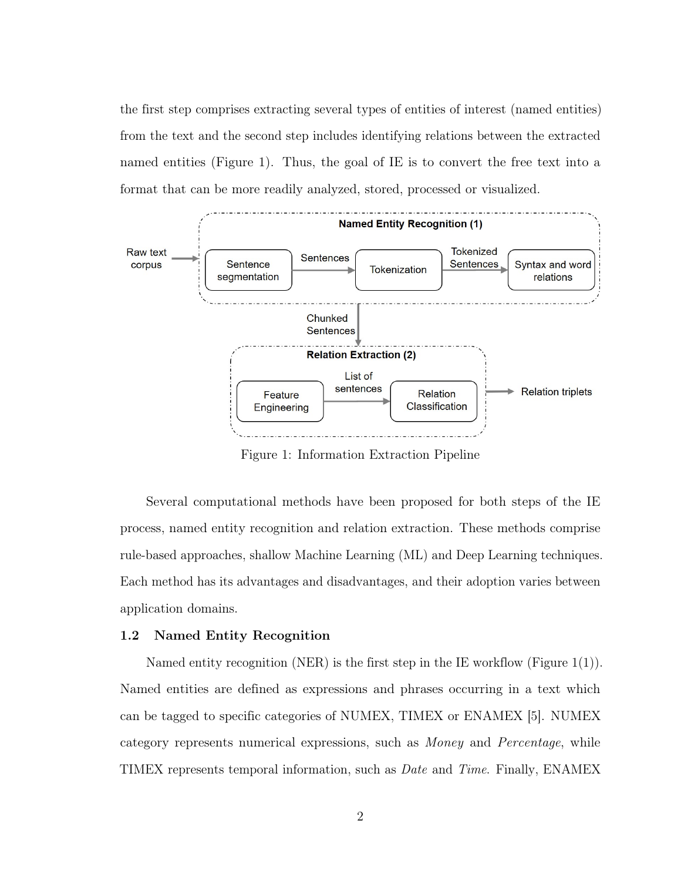the first step comprises extracting several types of entities of interest (named entities) from the text and the second step includes identifying relations between the extracted named entities (Figure 1). Thus, the goal of IE is to convert the free text into a format that can be more readily analyzed, stored, processed or visualized.

Figure 1: Information Extraction Pipeline

Several computational methods have been proposed for both steps of the IE process, named entity recognition and relation extraction. These methods comprise rule-based approaches, shallow Machine Learning (ML) and Deep Learning techniques. Each method has its advantages and disadvantages, and their adoption varies between application domains.

### 1.2 Named Entity Recognition

Named entity recognition (NER) is the first step in the IE workflow (Figure 1(1)). Named entities are defined as expressions and phrases occurring in a text which can be tagged to specific categories of NUMEX, TIMEX or ENAMEX [5]. NUMEX category represents numerical expressions, such as *Money* and *Percentage*, while TIMEX represents temporal information, such as *Date* and *Time*. Finally, ENAMEX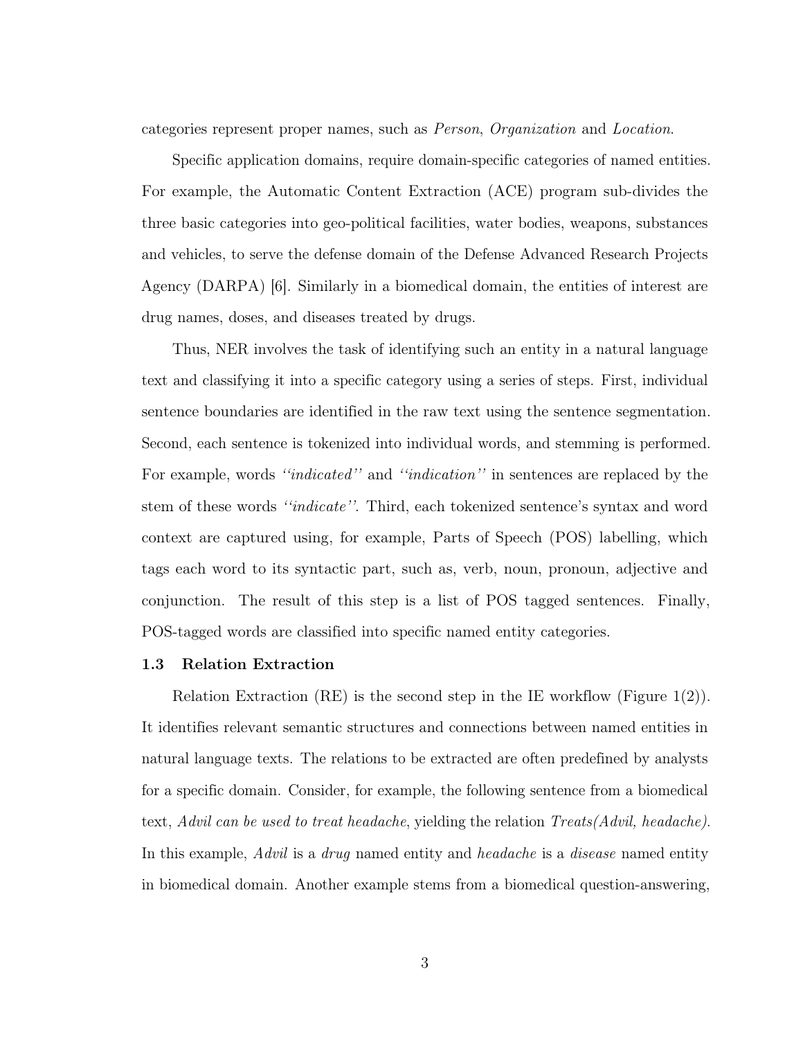categories represent proper names, such as *Person*, *Organization* and *Location*.

Specific application domains, require domain-specific categories of named entities. For example, the Automatic Content Extraction (ACE) program sub-divides the three basic categories into geo-political facilities, water bodies, weapons, substances and vehicles, to serve the defense domain of the Defense Advanced Research Projects Agency (DARPA) [6]. Similarly in a biomedical domain, the entities of interest are drug names, doses, and diseases treated by drugs.

Thus, NER involves the task of identifying such an entity in a natural language text and classifying it into a specific category using a series of steps. First, individual sentence boundaries are identified in the raw text using the sentence segmentation. Second, each sentence is tokenized into individual words, and stemming is performed. For example, words *''indicated''* and *''indication''* in sentences are replaced by the stem of these words *''indicate''*. Third, each tokenized sentence's syntax and word context are captured using, for example, Parts of Speech (POS) labelling, which tags each word to its syntactic part, such as, verb, noun, pronoun, adjective and conjunction. The result of this step is a list of POS tagged sentences. Finally, POS-tagged words are classified into specific named entity categories.

### 1.3 Relation Extraction

Relation Extraction (RE) is the second step in the IE workflow (Figure 1(2)). It identifies relevant semantic structures and connections between named entities in natural language texts. The relations to be extracted are often predefined by analysts for a specific domain. Consider, for example, the following sentence from a biomedical text, *Advil can be used to treat headache*, yielding the relation *Treats(Advil, headache)*. In this example, *Advil* is a *drug* named entity and *headache* is a *disease* named entity in biomedical domain. Another example stems from a biomedical question-answering,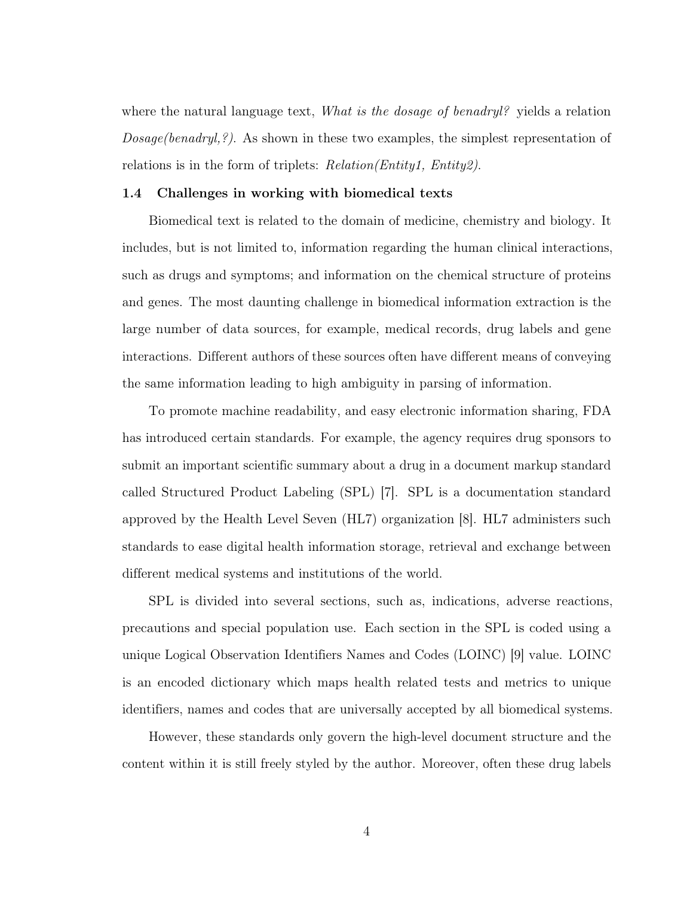where the natural language text, *What is the dosage of benadryl?* yields a relation *Dosage(benadryl,?)*. As shown in these two examples, the simplest representation of relations is in the form of triplets: *Relation(Entity1, Entity2)*.

### 1.4 Challenges in working with biomedical texts

Biomedical text is related to the domain of medicine, chemistry and biology. It includes, but is not limited to, information regarding the human clinical interactions, such as drugs and symptoms; and information on the chemical structure of proteins and genes. The most daunting challenge in biomedical information extraction is the large number of data sources, for example, medical records, drug labels and gene interactions. Different authors of these sources often have different means of conveying the same information leading to high ambiguity in parsing of information.

To promote machine readability, and easy electronic information sharing, FDA has introduced certain standards. For example, the agency requires drug sponsors to submit an important scientific summary about a drug in a document markup standard called Structured Product Labeling (SPL) [7]. SPL is a documentation standard approved by the Health Level Seven (HL7) organization [8]. HL7 administers such standards to ease digital health information storage, retrieval and exchange between different medical systems and institutions of the world.

SPL is divided into several sections, such as, indications, adverse reactions, precautions and special population use. Each section in the SPL is coded using a unique Logical Observation Identifiers Names and Codes (LOINC) [9] value. LOINC is an encoded dictionary which maps health related tests and metrics to unique identifiers, names and codes that are universally accepted by all biomedical systems.

However, these standards only govern the high-level document structure and the content within it is still freely styled by the author. Moreover, often these drug labels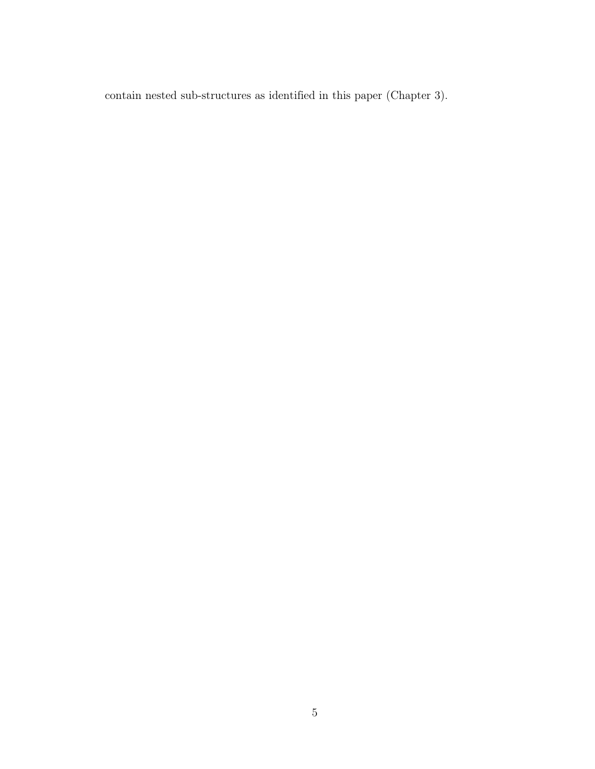contain nested sub-structures as identified in this paper (Chapter 3).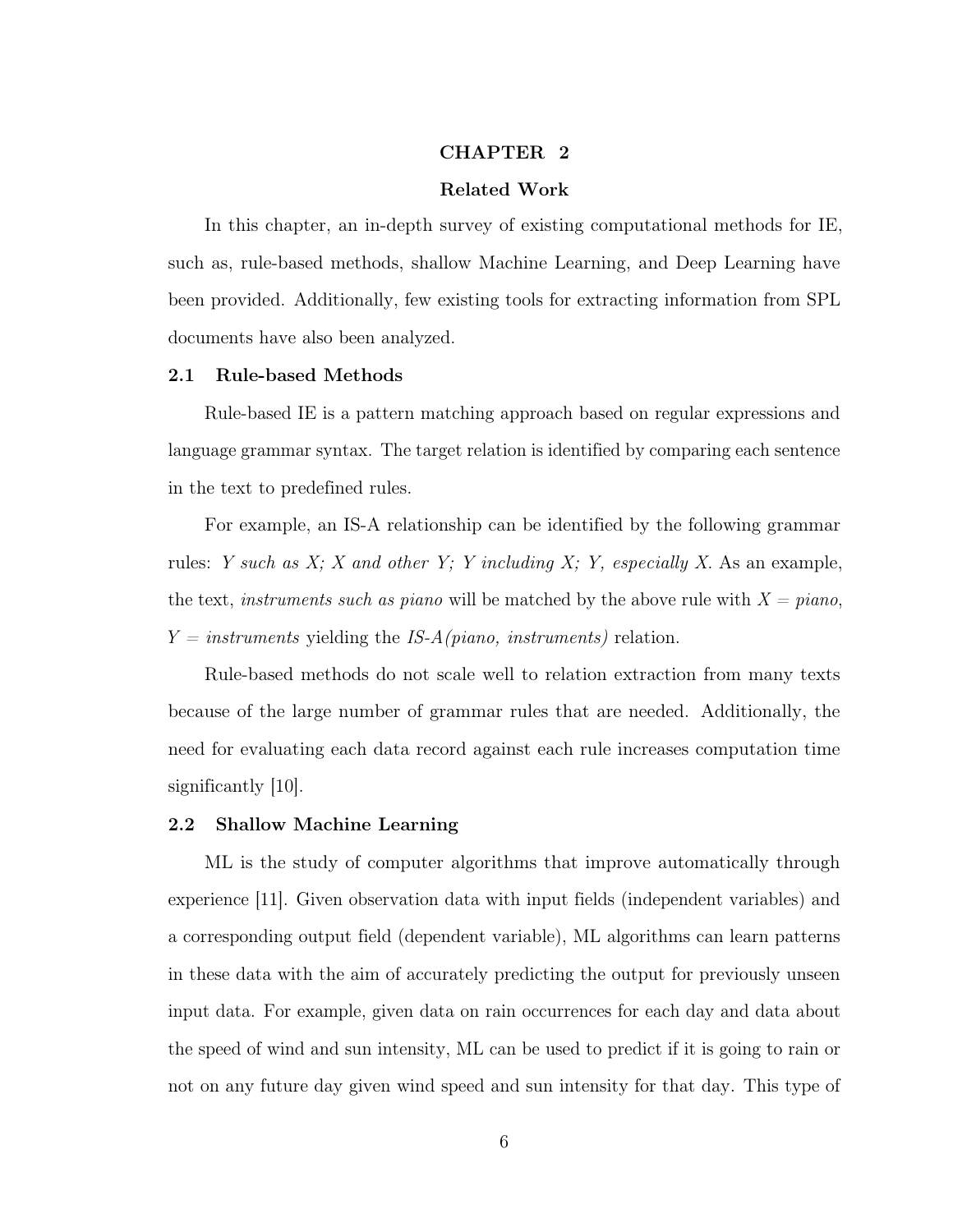# CHAPTER 2

## Related Work

In this chapter, an in-depth survey of existing computational methods for IE, such as, rule-based methods, shallow Machine Learning, and Deep Learning have been provided. Additionally, few existing tools for extracting information from SPL documents have also been analyzed.

### 2.1 Rule-based Methods

Rule-based IE is a pattern matching approach based on regular expressions and language grammar syntax. The target relation is identified by comparing each sentence in the text to predefined rules.

For example, an IS-A relationship can be identified by the following grammar rules: *Y such as X; X and other Y; Y including X; Y, especially X.* As an example, the text, *instruments such as piano* will be matched by the above rule with $X = piano$, $Y = instruments$ yielding the *IS-A(piano, instruments)* relation.

Rule-based methods do not scale well to relation extraction from many texts because of the large number of grammar rules that are needed. Additionally, the need for evaluating each data record against each rule increases computation time significantly [10].

### 2.2 Shallow Machine Learning

ML is the study of computer algorithms that improve automatically through experience [11]. Given observation data with input fields (independent variables) and a corresponding output field (dependent variable), ML algorithms can learn patterns in these data with the aim of accurately predicting the output for previously unseen input data. For example, given data on rain occurrences for each day and data about the speed of wind and sun intensity, ML can be used to predict if it is going to rain or not on any future day given wind speed and sun intensity for that day. This type of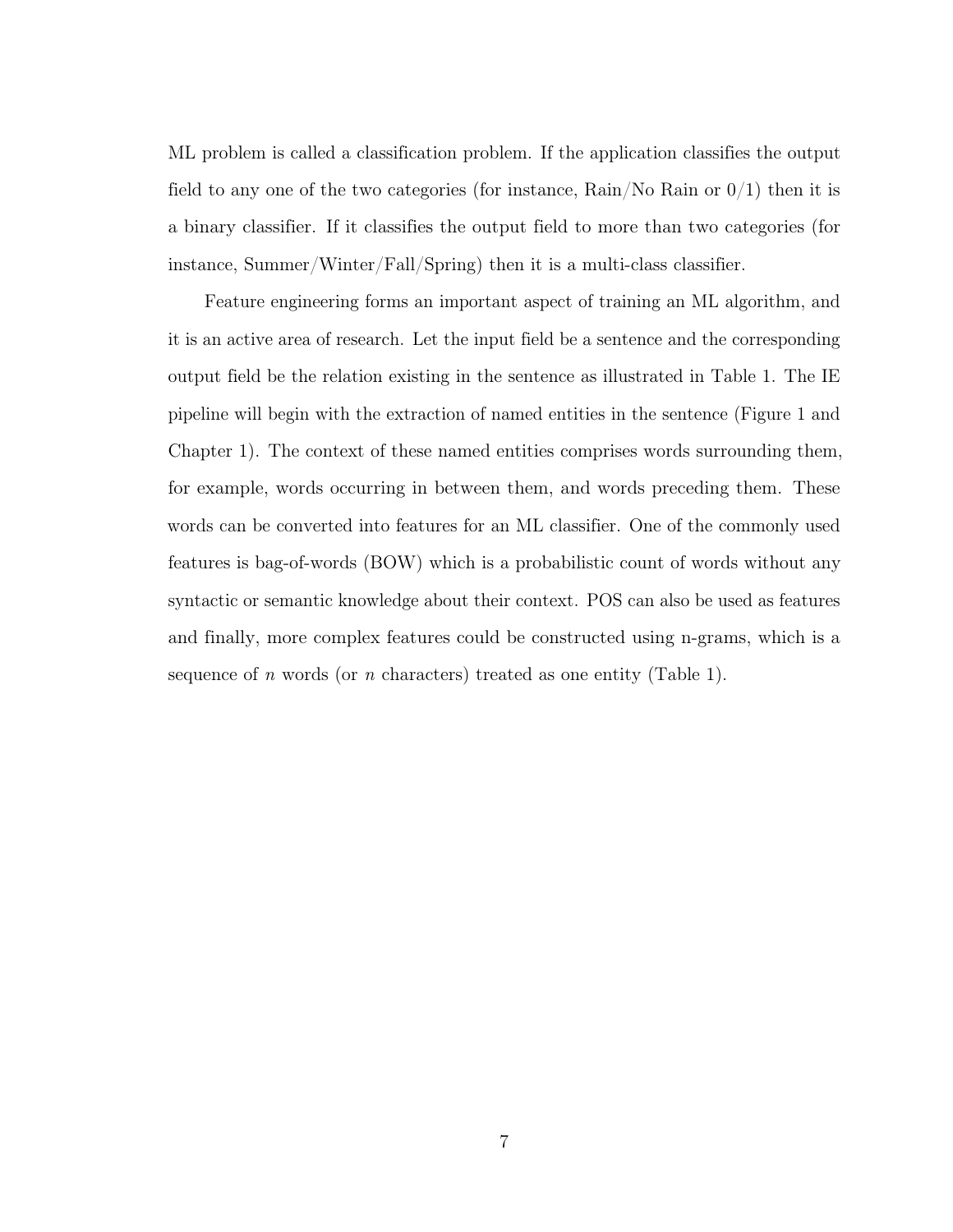ML problem is called a classification problem. If the application classifies the output field to any one of the two categories (for instance, Rain/No Rain or 0/1) then it is a binary classifier. If it classifies the output field to more than two categories (for instance, Summer/Winter/Fall/Spring) then it is a multi-class classifier.

Feature engineering forms an important aspect of training an ML algorithm, and it is an active area of research. Let the input field be a sentence and the corresponding output field be the relation existing in the sentence as illustrated in Table 1. The IE pipeline will begin with the extraction of named entities in the sentence (Figure 1 and Chapter 1). The context of these named entities comprises words surrounding them, for example, words occurring in between them, and words preceding them. These words can be converted into features for an ML classifier. One of the commonly used features is bag-of-words (BOW) which is a probabilistic count of words without any syntactic or semantic knowledge about their context. POS can also be used as features and finally, more complex features could be constructed using n-grams, which is a sequence of $n$ words (or $n$ characters) treated as one entity (Table 1).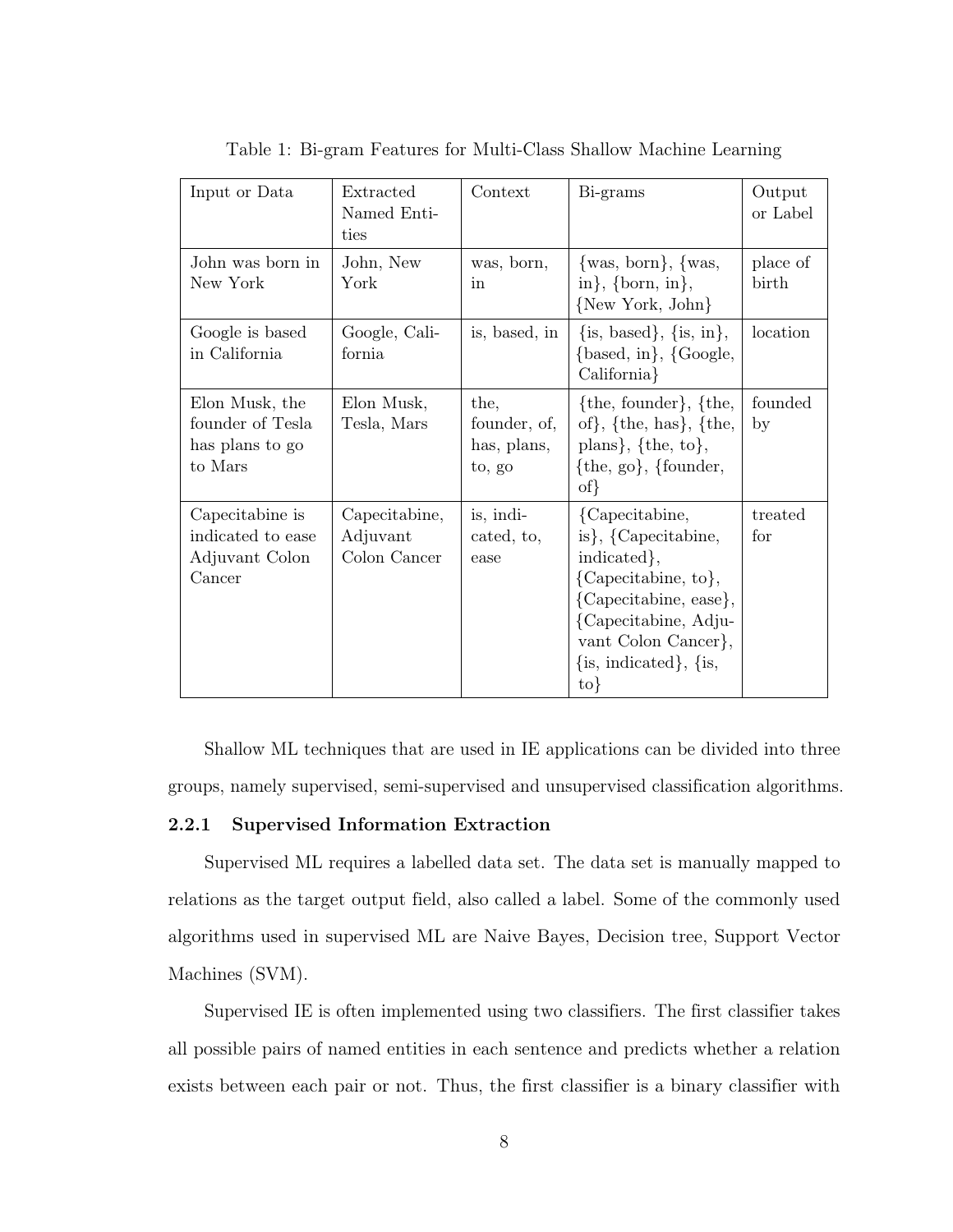Table 1: Bi-gram Features for Multi-Class Shallow Machine Learning

| Input or Data | Extracted Named Entities | Context | Bi-grams | Output or Label |
|---|---|---|---|---|
| John was born in New York | John, New York | was, born, in | {was, born}, {was, in}, {born, in}, {New York, John} | place of birth |
| Google is based in California | Google, California | is, based, in | {is, based}, {is, in}, {based, in}, {Google, California} | location |
| Elon Musk, the founder of Tesla has plans to go to Mars | Elon Musk, Tesla, Mars | the, founder, of, has, plans, to, go | {the, founder}, {the, of}, {the, has}, {the, plans}, {the, to}, {the, go}, {founder, of} | founded by |
| Capecitabine is indicated to ease Adjuvant Colon Cancer | Capecitabine, Adjuvant Colon Cancer | is, indicated, to, ease | {Capecitabine, is}, {Capecitabine, indicated}, {Capecitabine, to}, {Capecitabine, ease}, {Capecitabine, Adjuvant Colon Cancer}, {is, indicated}, {is, to} | treated for |

Shallow ML techniques that are used in IE applications can be divided into three groups, namely supervised, semi-supervised and unsupervised classification algorithms.

### 2.2.1 Supervised Information Extraction

Supervised ML requires a labelled data set. The data set is manually mapped to relations as the target output field, also called a label. Some of the commonly used algorithms used in supervised ML are Naive Bayes, Decision tree, Support Vector Machines (SVM).

Supervised IE is often implemented using two classifiers. The first classifier takes all possible pairs of named entities in each sentence and predicts whether a relation exists between each pair or not. Thus, the first classifier is a binary classifier with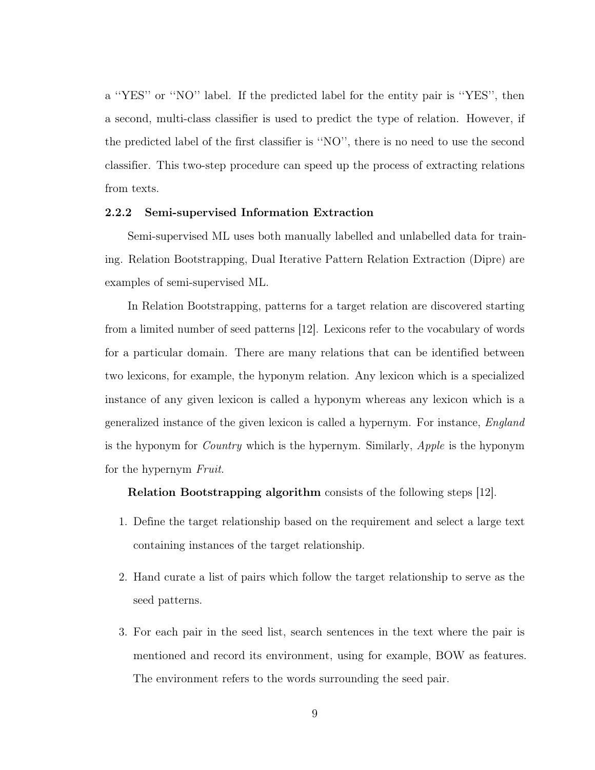a ''YES'' or ''NO'' label. If the predicted label for the entity pair is ''YES'', then a second, multi-class classifier is used to predict the type of relation. However, if the predicted label of the first classifier is ''NO'', there is no need to use the second classifier. This two-step procedure can speed up the process of extracting relations from texts.

### 2.2.2 Semi-supervised Information Extraction

Semi-supervised ML uses both manually labelled and unlabelled data for training. Relation Bootstrapping, Dual Iterative Pattern Relation Extraction (Dipre) are examples of semi-supervised ML.

In Relation Bootstrapping, patterns for a target relation are discovered starting from a limited number of seed patterns [12]. Lexicons refer to the vocabulary of words for a particular domain. There are many relations that can be identified between two lexicons, for example, the hyponym relation. Any lexicon which is a specialized instance of any given lexicon is called a hyponym whereas any lexicon which is a generalized instance of the given lexicon is called a hypernym. For instance, *England* is the hyponym for *Country* which is the hypernym. Similarly, *Apple* is the hyponym for the hypernym *Fruit*.

**Relation Bootstrapping algorithm** consists of the following steps [12].

1. Define the target relationship based on the requirement and select a large text containing instances of the target relationship.
2. Hand curate a list of pairs which follow the target relationship to serve as the seed patterns.
3. For each pair in the seed list, search sentences in the text where the pair is mentioned and record its environment, using for example, BOW as features. The environment refers to the words surrounding the seed pair.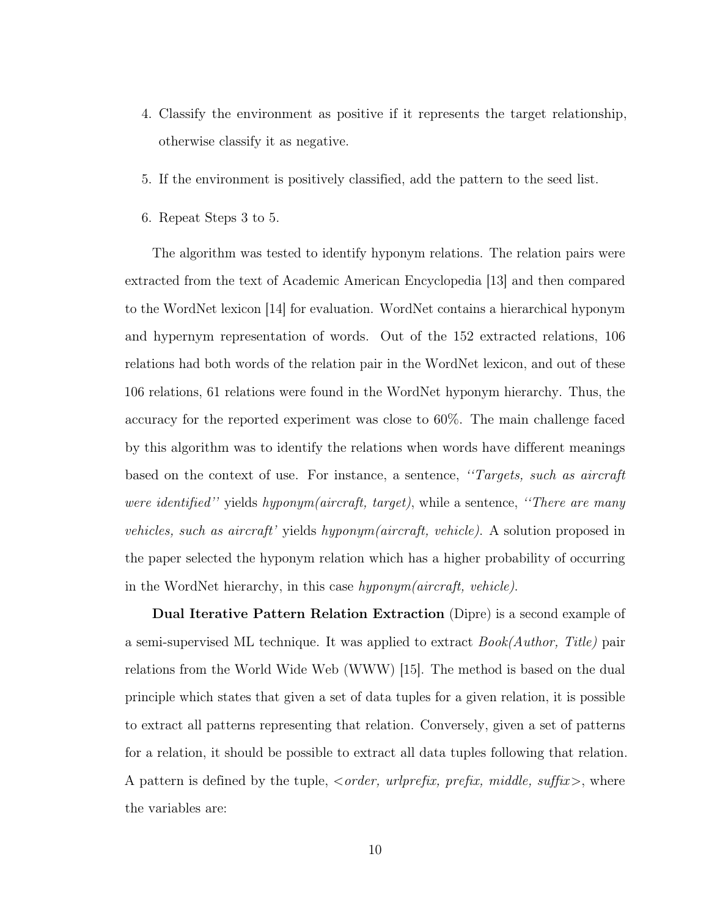4. Classify the environment as positive if it represents the target relationship, otherwise classify it as negative.

5. If the environment is positively classified, add the pattern to the seed list.

6. Repeat Steps 3 to 5.

The algorithm was tested to identify hyponym relations. The relation pairs were extracted from the text of Academic American Encyclopedia [13] and then compared to the WordNet lexicon [14] for evaluation. WordNet contains a hierarchical hyponym and hypernym representation of words. Out of the 152 extracted relations, 106 relations had both words of the relation pair in the WordNet lexicon, and out of these 106 relations, 61 relations were found in the WordNet hyponym hierarchy. Thus, the accuracy for the reported experiment was close to 60%. The main challenge faced by this algorithm was to identify the relations when words have different meanings based on the context of use. For instance, a sentence, *''Targets, such as aircraft were identified''* yields *hyponym(aircraft, target)*, while a sentence, *''There are many vehicles, such as aircraft'* yields *hyponym(aircraft, vehicle)*. A solution proposed in the paper selected the hyponym relation which has a higher probability of occurring in the WordNet hierarchy, in this case *hyponym(aircraft, vehicle)*.

**Dual Iterative Pattern Relation Extraction** (Dipre) is a second example of a semi-supervised ML technique. It was applied to extract *Book(Author, Title)* pair relations from the World Wide Web (WWW) [15]. The method is based on the dual principle which states that given a set of data tuples for a given relation, it is possible to extract all patterns representing that relation. Conversely, given a set of patterns for a relation, it should be possible to extract all data tuples following that relation. A pattern is defined by the tuple, <*order, urlprefix, prefix, middle, suffix*>, where the variables are: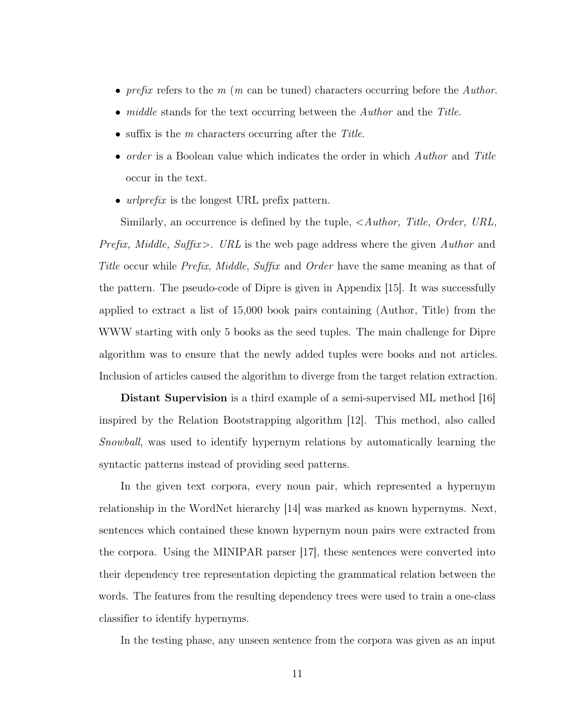- *prefix* refers to the $m$ ($m$ can be tuned) characters occurring before the *Author*.
- *middle* stands for the text occurring between the *Author* and the *Title*.
- suffix is the $m$ characters occurring after the *Title*.
- *order* is a Boolean value which indicates the order in which *Author* and *Title* occur in the text.
- *urlprefix* is the longest URL prefix pattern.

Similarly, an occurrence is defined by the tuple, <*Author, Title, Order, URL, Prefix, Middle, Suffix*>. *URL* is the web page address where the given *Author* and *Title* occur while *Prefix*, *Middle*, *Suffix* and *Order* have the same meaning as that of the pattern. The pseudo-code of Dipre is given in Appendix [15]. It was successfully applied to extract a list of 15,000 book pairs containing (Author, Title) from the WWW starting with only 5 books as the seed tuples. The main challenge for Dipre algorithm was to ensure that the newly added tuples were books and not articles. Inclusion of articles caused the algorithm to diverge from the target relation extraction.

**Distant Supervision** is a third example of a semi-supervised ML method [16] inspired by the Relation Bootstrapping algorithm [12]. This method, also called *Snowball*, was used to identify hypernym relations by automatically learning the syntactic patterns instead of providing seed patterns.

In the given text corpora, every noun pair, which represented a hypernym relationship in the WordNet hierarchy [14] was marked as known hypernyms. Next, sentences which contained these known hypernym noun pairs were extracted from the corpora. Using the MINIPAR parser [17], these sentences were converted into their dependency tree representation depicting the grammatical relation between the words. The features from the resulting dependency trees were used to train a one-class classifier to identify hypernyms.

In the testing phase, any unseen sentence from the corpora was given as an input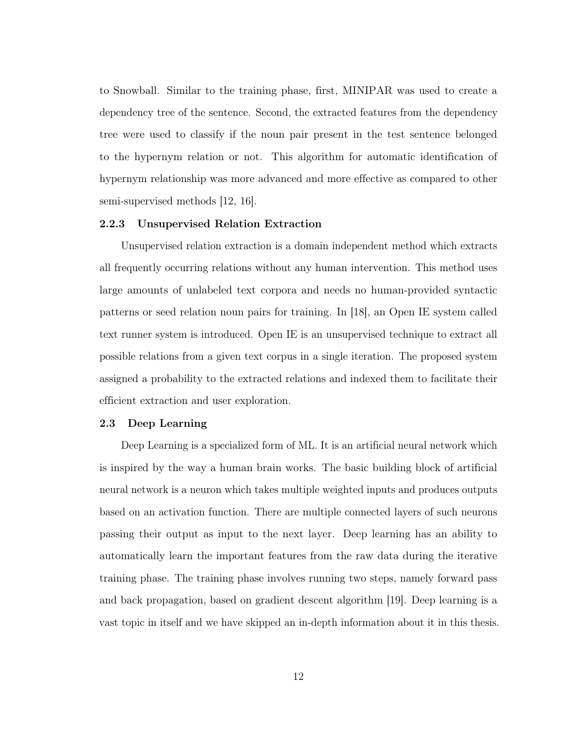to Snowball. Similar to the training phase, first, MINIPAR was used to create a dependency tree of the sentence. Second, the extracted features from the dependency tree were used to classify if the noun pair present in the test sentence belonged to the hypernym relation or not. This algorithm for automatic identification of hypernym relationship was more advanced and more effective as compared to other semi-supervised methods [12, 16].

### 2.2.3 Unsupervised Relation Extraction

Unsupervised relation extraction is a domain independent method which extracts all frequently occurring relations without any human intervention. This method uses large amounts of unlabeled text corpora and needs no human-provided syntactic patterns or seed relation noun pairs for training. In [18], an Open IE system called text runner system is introduced. Open IE is an unsupervised technique to extract all possible relations from a given text corpus in a single iteration. The proposed system assigned a probability to the extracted relations and indexed them to facilitate their efficient extraction and user exploration.

## 2.3 Deep Learning

Deep Learning is a specialized form of ML. It is an artificial neural network which is inspired by the way a human brain works. The basic building block of artificial neural network is a neuron which takes multiple weighted inputs and produces outputs based on an activation function. There are multiple connected layers of such neurons passing their output as input to the next layer. Deep learning has an ability to automatically learn the important features from the raw data during the iterative training phase. The training phase involves running two steps, namely forward pass and back propagation, based on gradient descent algorithm [19]. Deep learning is a vast topic in itself and we have skipped an in-depth information about it in this thesis.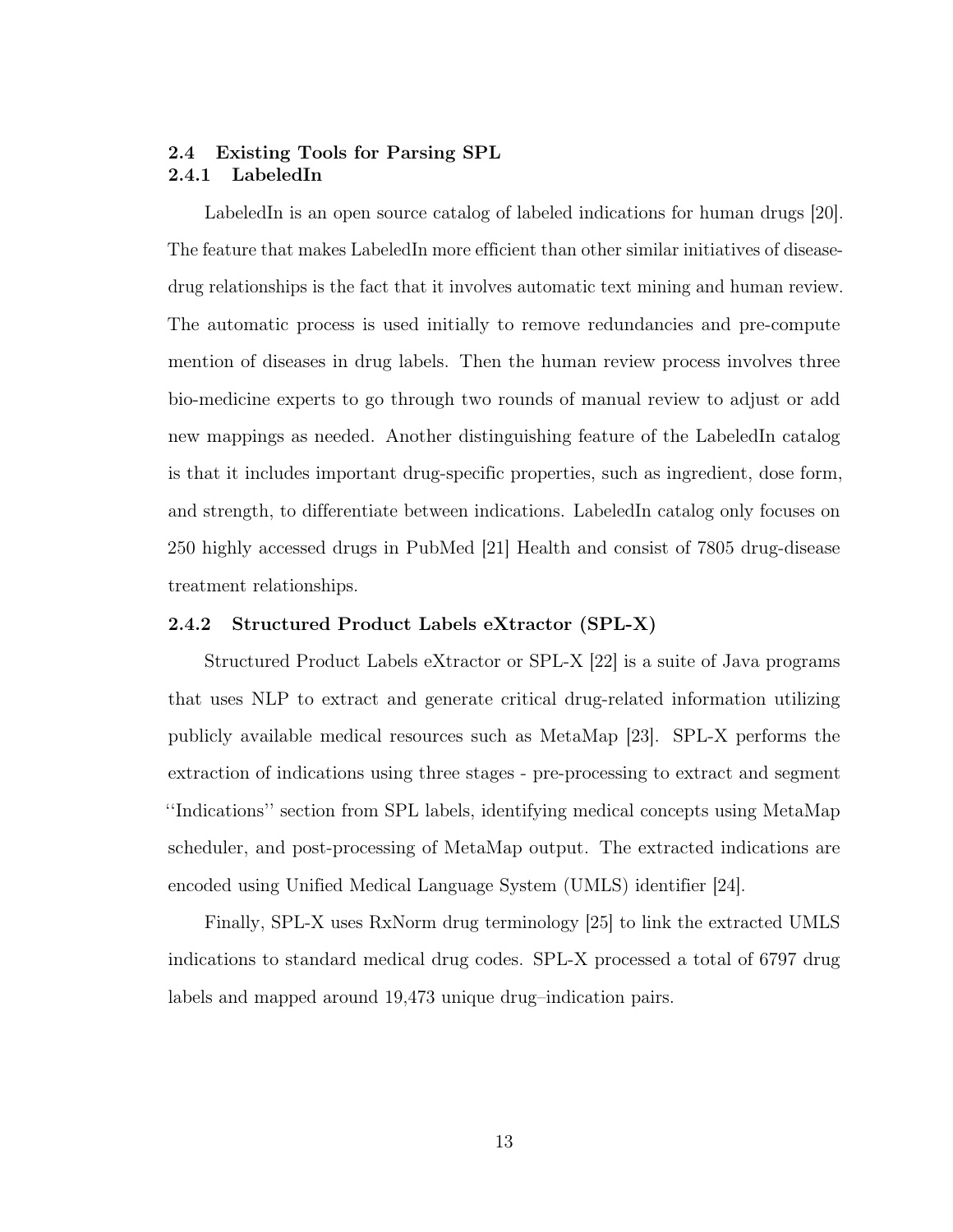## 2.4 Existing Tools for Parsing SPL

### 2.4.1 LabeledIn

LabeledIn is an open source catalog of labeled indications for human drugs [20]. The feature that makes LabeledIn more efficient than other similar initiatives of disease-drug relationships is the fact that it involves automatic text mining and human review. The automatic process is used initially to remove redundancies and pre-compute mention of diseases in drug labels. Then the human review process involves three bio-medicine experts to go through two rounds of manual review to adjust or add new mappings as needed. Another distinguishing feature of the LabeledIn catalog is that it includes important drug-specific properties, such as ingredient, dose form, and strength, to differentiate between indications. LabeledIn catalog only focuses on 250 highly accessed drugs in PubMed [21] Health and consist of 7805 drug-disease treatment relationships.

### 2.4.2 Structured Product Labels eXtractor (SPL-X)

Structured Product Labels eXtractor or SPL-X [22] is a suite of Java programs that uses NLP to extract and generate critical drug-related information utilizing publicly available medical resources such as MetaMap [23]. SPL-X performs the extraction of indications using three stages - pre-processing to extract and segment ''Indications'' section from SPL labels, identifying medical concepts using MetaMap scheduler, and post-processing of MetaMap output. The extracted indications are encoded using Unified Medical Language System (UMLS) identifier [24].

Finally, SPL-X uses RxNorm drug terminology [25] to link the extracted UMLS indications to standard medical drug codes. SPL-X processed a total of 6797 drug labels and mapped around 19,473 unique drug–indication pairs.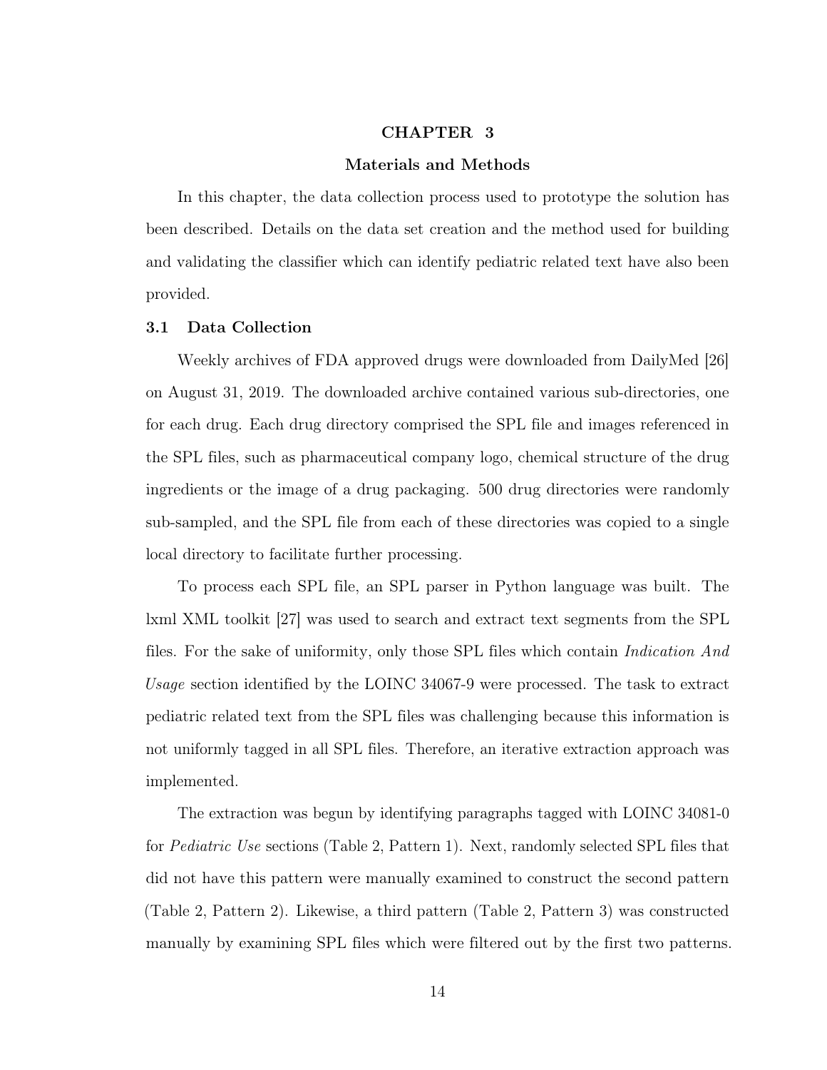// CHAPTER 3

# Materials and Methods

In this chapter, the data collection process used to prototype the solution has been described. Details on the data set creation and the method used for building and validating the classifier which can identify pediatric related text have also been provided.

## 3.1 Data Collection

Weekly archives of FDA approved drugs were downloaded from DailyMed [26] on August 31, 2019. The downloaded archive contained various sub-directories, one for each drug. Each drug directory comprised the SPL file and images referenced in the SPL files, such as pharmaceutical company logo, chemical structure of the drug ingredients or the image of a drug packaging. 500 drug directories were randomly sub-sampled, and the SPL file from each of these directories was copied to a single local directory to facilitate further processing.

To process each SPL file, an SPL parser in Python language was built. The lxml XML toolkit [27] was used to search and extract text segments from the SPL files. For the sake of uniformity, only those SPL files which contain *Indication And Usage* section identified by the LOINC 34067-9 were processed. The task to extract pediatric related text from the SPL files was challenging because this information is not uniformly tagged in all SPL files. Therefore, an iterative extraction approach was implemented.

The extraction was begun by identifying paragraphs tagged with LOINC 34081-0 for *Pediatric Use* sections (Table 2, Pattern 1). Next, randomly selected SPL files that did not have this pattern were manually examined to construct the second pattern (Table 2, Pattern 2). Likewise, a third pattern (Table 2, Pattern 3) was constructed manually by examining SPL files which were filtered out by the first two patterns.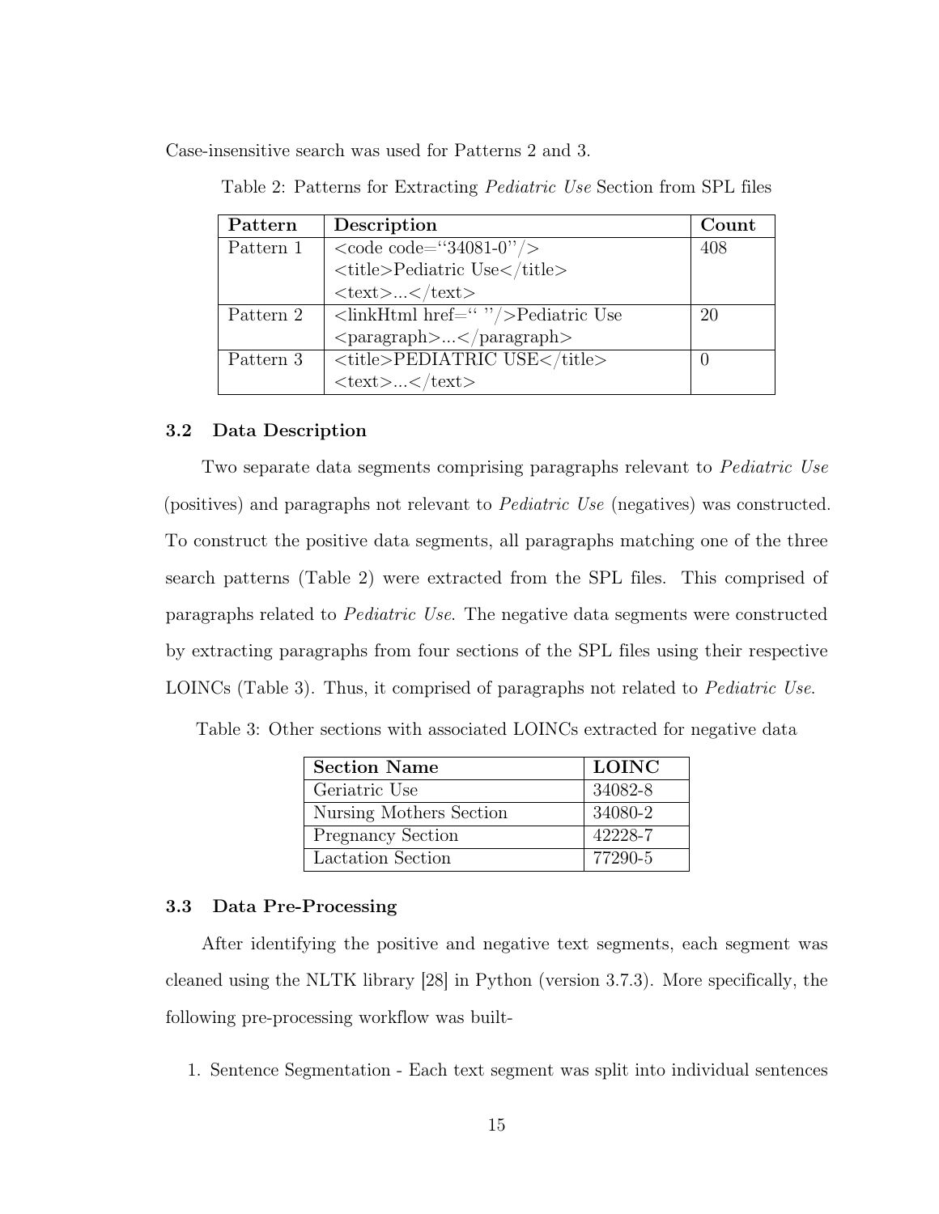Case-insensitive search was used for Patterns 2 and 3.

Table 2: Patterns for Extracting *Pediatric Use* Section from SPL files

| **Pattern** | **Description** | **Count** |
|---|---|---|
| Pattern 1 | <code code="34081-0"/> <title>Pediatric Use</title> <text>...</text> | 408 |
| Pattern 2 | <linkHtml href=" "/>Pediatric Use <paragraph>...</paragraph> | 20 |
| Pattern 3 | <title>PEDIATRIC USE</title> <text>...</text> | 0 |

### 3.2 Data Description

Two separate data segments comprising paragraphs relevant to *Pediatric Use* (positives) and paragraphs not relevant to *Pediatric Use* (negatives) was constructed. To construct the positive data segments, all paragraphs matching one of the three search patterns (Table 2) were extracted from the SPL files. This comprised of paragraphs related to *Pediatric Use*. The negative data segments were constructed by extracting paragraphs from four sections of the SPL files using their respective LOINCs (Table 3). Thus, it comprised of paragraphs not related to *Pediatric Use*.

Table 3: Other sections with associated LOINCs extracted for negative data

| **Section Name** | **LOINC** |
|---|---|
| Geriatric Use | 34082-8 |
| Nursing Mothers Section | 34080-2 |
| Pregnancy Section | 42228-7 |
| Lactation Section | 77290-5 |

### 3.3 Data Pre-Processing

After identifying the positive and negative text segments, each segment was cleaned using the NLTK library [28] in Python (version 3.7.3). More specifically, the following pre-processing workflow was built-

1. Sentence Segmentation - Each text segment was split into individual sentences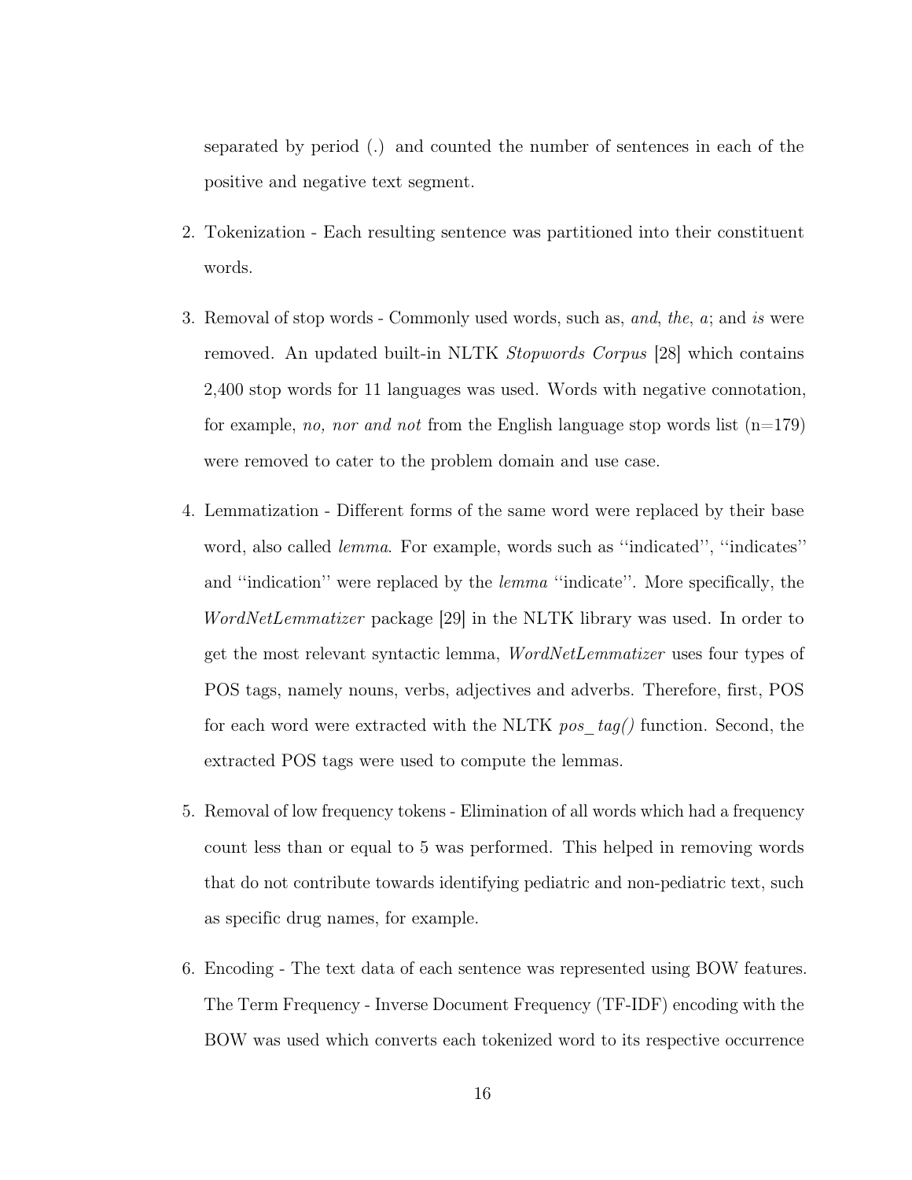separated by period (.) and counted the number of sentences in each of the positive and negative text segment.

2. Tokenization - Each resulting sentence was partitioned into their constituent words.

3. Removal of stop words - Commonly used words, such as, *and*, *the*, *a*; and *is* were removed. An updated built-in NLTK *Stopwords Corpus* [28] which contains 2,400 stop words for 11 languages was used. Words with negative connotation, for example, *no, nor and not* from the English language stop words list (n=179) were removed to cater to the problem domain and use case.

4. Lemmatization - Different forms of the same word were replaced by their base word, also called *lemma*. For example, words such as ''indicated'', ''indicates'' and ''indication'' were replaced by the *lemma* ''indicate''. More specifically, the *WordNetLemmatizer* package [29] in the NLTK library was used. In order to get the most relevant syntactic lemma, *WordNetLemmatizer* uses four types of POS tags, namely nouns, verbs, adjectives and adverbs. Therefore, first, POS for each word were extracted with the NLTK *pos_tag()* function. Second, the extracted POS tags were used to compute the lemmas.

5. Removal of low frequency tokens - Elimination of all words which had a frequency count less than or equal to 5 was performed. This helped in removing words that do not contribute towards identifying pediatric and non-pediatric text, such as specific drug names, for example.

6. Encoding - The text data of each sentence was represented using BOW features. The Term Frequency - Inverse Document Frequency (TF-IDF) encoding with the BOW was used which converts each tokenized word to its respective occurrence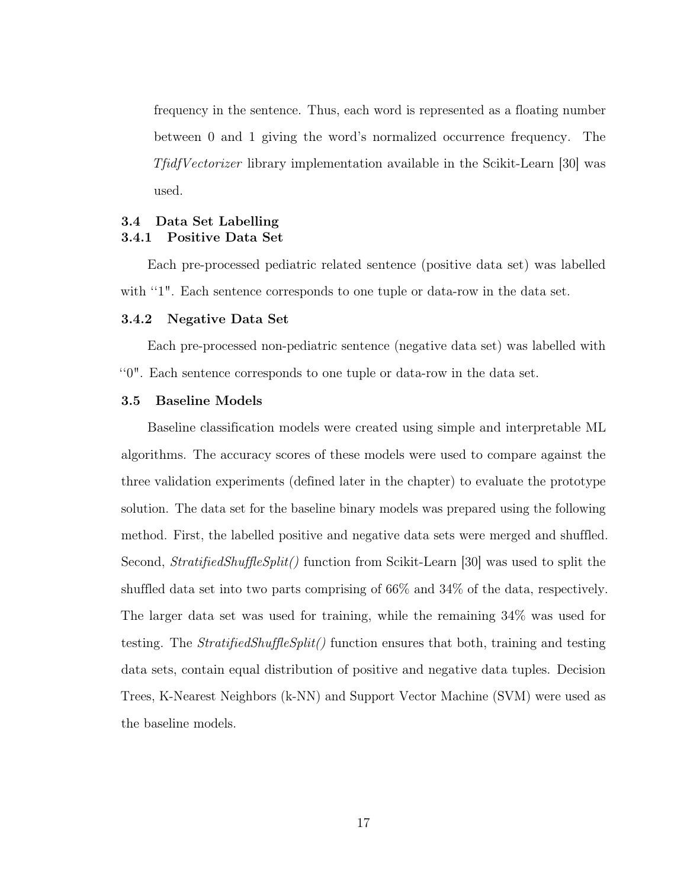frequency in the sentence. Thus, each word is represented as a floating number between 0 and 1 giving the word's normalized occurrence frequency. The *TfidfVectorizer* library implementation available in the Scikit-Learn [30] was used.

## 3.4 Data Set Labelling

### 3.4.1 Positive Data Set

Each pre-processed pediatric related sentence (positive data set) was labelled with "1". Each sentence corresponds to one tuple or data-row in the data set.

### 3.4.2 Negative Data Set

Each pre-processed non-pediatric sentence (negative data set) was labelled with "0". Each sentence corresponds to one tuple or data-row in the data set.

## 3.5 Baseline Models

Baseline classification models were created using simple and interpretable ML algorithms. The accuracy scores of these models were used to compare against the three validation experiments (defined later in the chapter) to evaluate the prototype solution. The data set for the baseline binary models was prepared using the following method. First, the labelled positive and negative data sets were merged and shuffled. Second, *StratifiedShuffleSplit()* function from Scikit-Learn [30] was used to split the shuffled data set into two parts comprising of 66% and 34% of the data, respectively. The larger data set was used for training, while the remaining 34% was used for testing. The *StratifiedShuffleSplit()* function ensures that both, training and testing data sets, contain equal distribution of positive and negative data tuples. Decision Trees, K-Nearest Neighbors (k-NN) and Support Vector Machine (SVM) were used as the baseline models.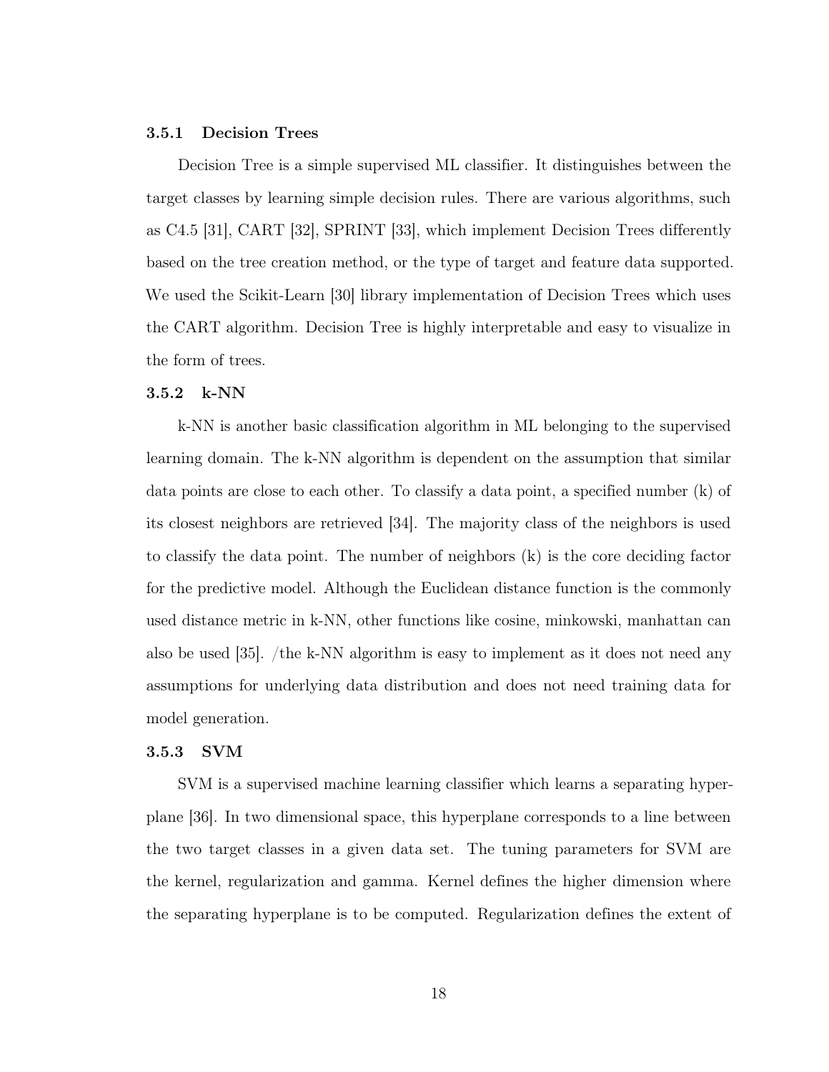### 3.5.1 Decision Trees

Decision Tree is a simple supervised ML classifier. It distinguishes between the target classes by learning simple decision rules. There are various algorithms, such as C4.5 [31], CART [32], SPRINT [33], which implement Decision Trees differently based on the tree creation method, or the type of target and feature data supported. We used the Scikit-Learn [30] library implementation of Decision Trees which uses the CART algorithm. Decision Tree is highly interpretable and easy to visualize in the form of trees.

### 3.5.2 k-NN

k-NN is another basic classification algorithm in ML belonging to the supervised learning domain. The k-NN algorithm is dependent on the assumption that similar data points are close to each other. To classify a data point, a specified number (k) of its closest neighbors are retrieved [34]. The majority class of the neighbors is used to classify the data point. The number of neighbors (k) is the core deciding factor for the predictive model. Although the Euclidean distance function is the commonly used distance metric in k-NN, other functions like cosine, minkowski, manhattan can also be used [35]. /the k-NN algorithm is easy to implement as it does not need any assumptions for underlying data distribution and does not need training data for model generation.

### 3.5.3 SVM

SVM is a supervised machine learning classifier which learns a separating hyperplane [36]. In two dimensional space, this hyperplane corresponds to a line between the two target classes in a given data set. The tuning parameters for SVM are the kernel, regularization and gamma. Kernel defines the higher dimension where the separating hyperplane is to be computed. Regularization defines the extent of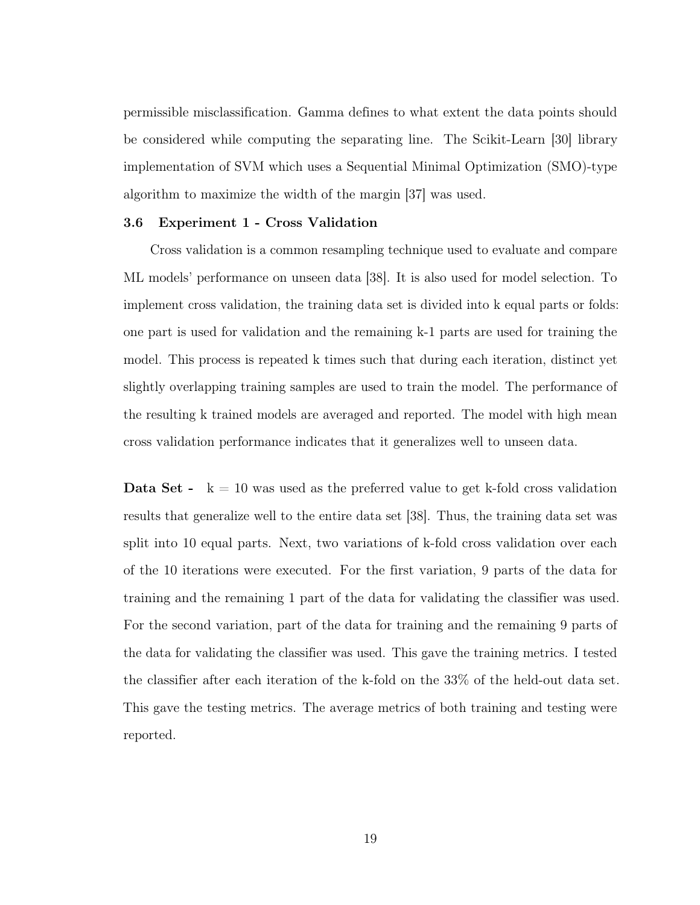permissible misclassification. Gamma defines to what extent the data points should be considered while computing the separating line. The Scikit-Learn [30] library implementation of SVM which uses a Sequential Minimal Optimization (SMO)-type algorithm to maximize the width of the margin [37] was used.

### 3.6 Experiment 1 - Cross Validation

Cross validation is a common resampling technique used to evaluate and compare ML models' performance on unseen data [38]. It is also used for model selection. To implement cross validation, the training data set is divided into k equal parts or folds: one part is used for validation and the remaining k-1 parts are used for training the model. This process is repeated k times such that during each iteration, distinct yet slightly overlapping training samples are used to train the model. The performance of the resulting k trained models are averaged and reported. The model with high mean cross validation performance indicates that it generalizes well to unseen data.

**Data Set -** k = 10 was used as the preferred value to get k-fold cross validation results that generalize well to the entire data set [38]. Thus, the training data set was split into 10 equal parts. Next, two variations of k-fold cross validation over each of the 10 iterations were executed. For the first variation, 9 parts of the data for training and the remaining 1 part of the data for validating the classifier was used. For the second variation, part of the data for training and the remaining 9 parts of the data for validating the classifier was used. This gave the training metrics. I tested the classifier after each iteration of the k-fold on the 33% of the held-out data set. This gave the testing metrics. The average metrics of both training and testing were reported.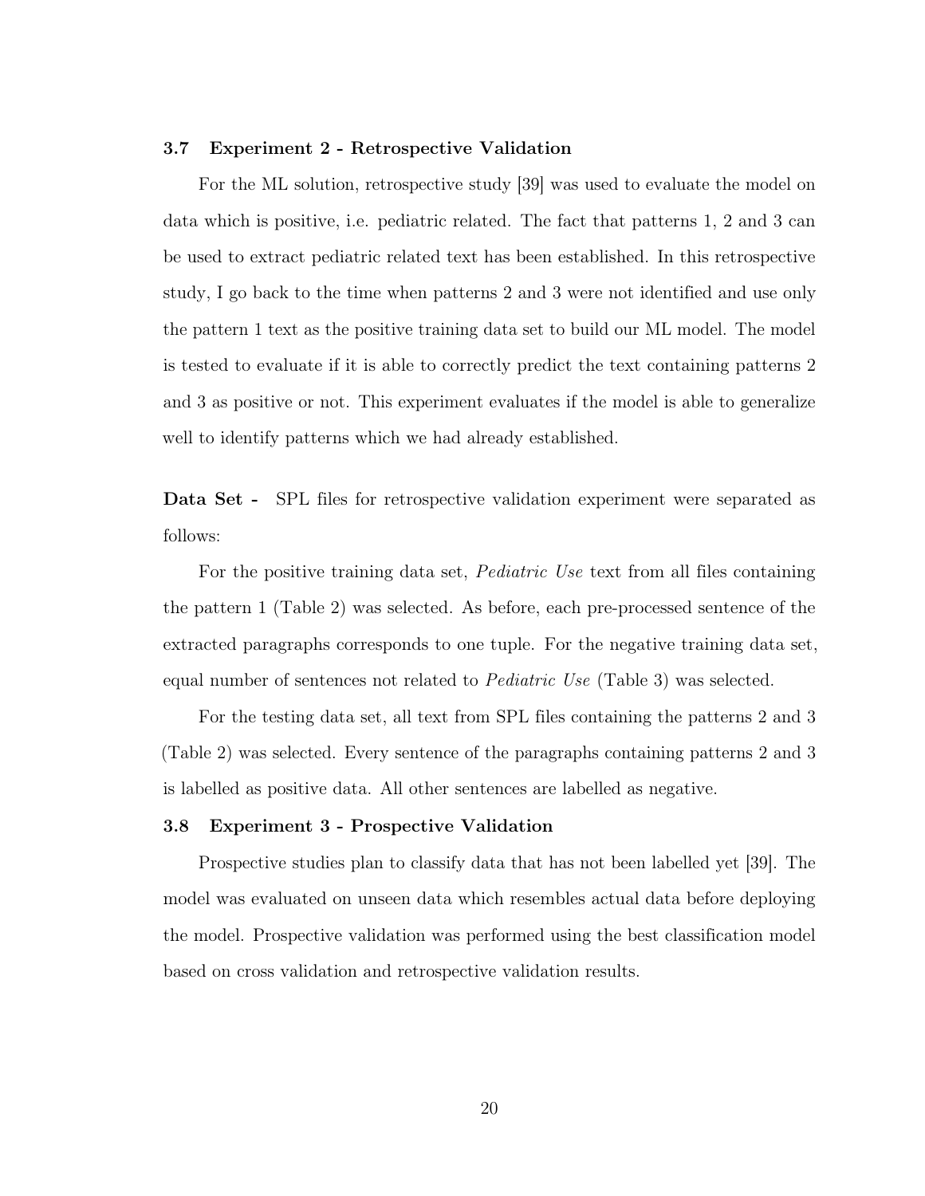### 3.7 Experiment 2 - Retrospective Validation

For the ML solution, retrospective study [39] was used to evaluate the model on data which is positive, i.e. pediatric related. The fact that patterns 1, 2 and 3 can be used to extract pediatric related text has been established. In this retrospective study, I go back to the time when patterns 2 and 3 were not identified and use only the pattern 1 text as the positive training data set to build our ML model. The model is tested to evaluate if it is able to correctly predict the text containing patterns 2 and 3 as positive or not. This experiment evaluates if the model is able to generalize well to identify patterns which we had already established.

**Data Set -** SPL files for retrospective validation experiment were separated as follows:

For the positive training data set, *Pediatric Use* text from all files containing the pattern 1 (Table 2) was selected. As before, each pre-processed sentence of the extracted paragraphs corresponds to one tuple. For the negative training data set, equal number of sentences not related to *Pediatric Use* (Table 3) was selected.

For the testing data set, all text from SPL files containing the patterns 2 and 3 (Table 2) was selected. Every sentence of the paragraphs containing patterns 2 and 3 is labelled as positive data. All other sentences are labelled as negative.

### 3.8 Experiment 3 - Prospective Validation

Prospective studies plan to classify data that has not been labelled yet [39]. The model was evaluated on unseen data which resembles actual data before deploying the model. Prospective validation was performed using the best classification model based on cross validation and retrospective validation results.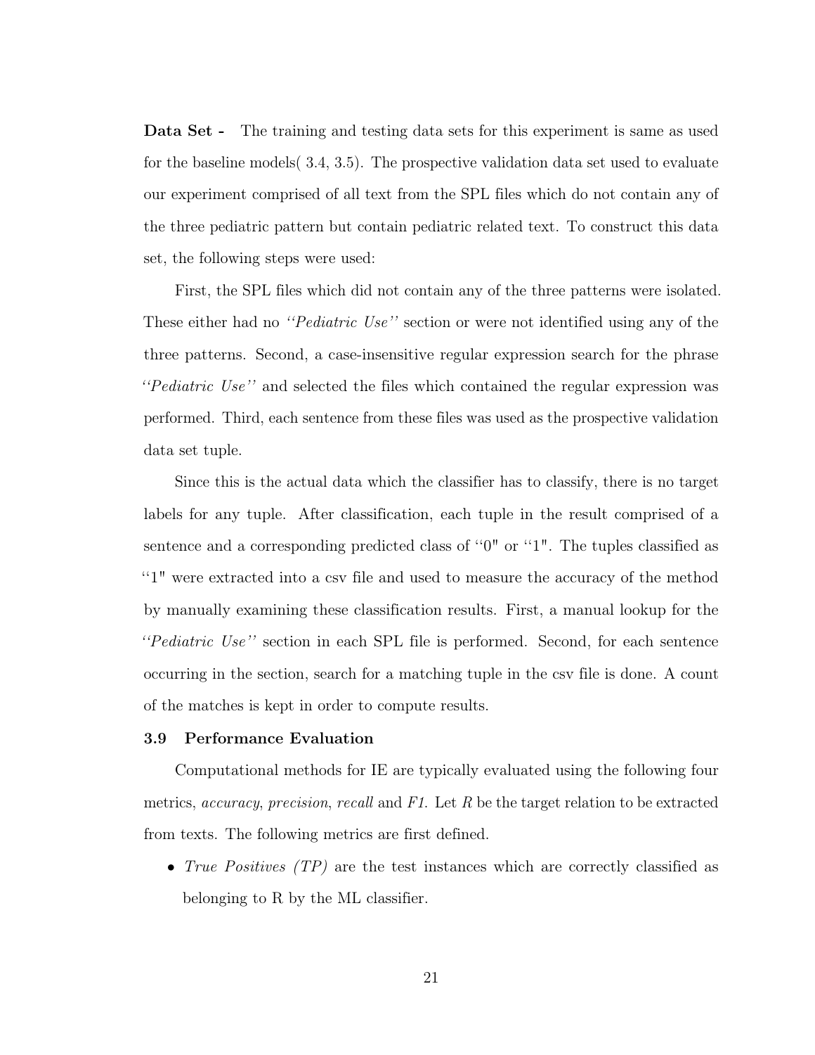**Data Set -** The training and testing data sets for this experiment is same as used for the baseline models( 3.4, 3.5). The prospective validation data set used to evaluate our experiment comprised of all text from the SPL files which do not contain any of the three pediatric pattern but contain pediatric related text. To construct this data set, the following steps were used:

First, the SPL files which did not contain any of the three patterns were isolated. These either had no *''Pediatric Use''* section or were not identified using any of the three patterns. Second, a case-insensitive regular expression search for the phrase *''Pediatric Use''* and selected the files which contained the regular expression was performed. Third, each sentence from these files was used as the prospective validation data set tuple.

Since this is the actual data which the classifier has to classify, there is no target labels for any tuple. After classification, each tuple in the result comprised of a sentence and a corresponding predicted class of ''0" or ''1". The tuples classified as ''1" were extracted into a csv file and used to measure the accuracy of the method by manually examining these classification results. First, a manual lookup for the *''Pediatric Use''* section in each SPL file is performed. Second, for each sentence occurring in the section, search for a matching tuple in the csv file is done. A count of the matches is kept in order to compute results.

### 3.9 Performance Evaluation

Computational methods for IE are typically evaluated using the following four metrics, *accuracy*, *precision*, *recall* and *F1*. Let $R$ be the target relation to be extracted from texts. The following metrics are first defined.

- *True Positives (TP)* are the test instances which are correctly classified as belonging to R by the ML classifier.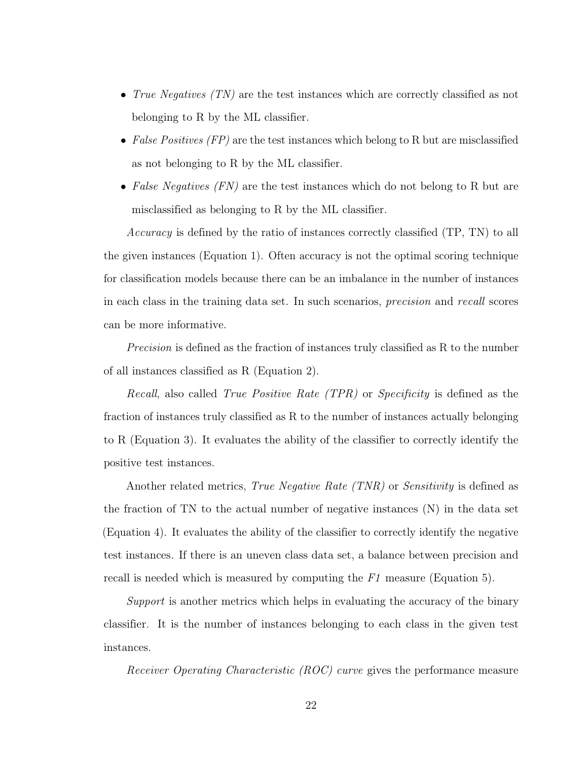- *True Negatives (TN)* are the test instances which are correctly classified as not belonging to R by the ML classifier.
- *False Positives (FP)* are the test instances which belong to R but are misclassified as not belonging to R by the ML classifier.
- *False Negatives (FN)* are the test instances which do not belong to R but are misclassified as belonging to R by the ML classifier.

*Accuracy* is defined by the ratio of instances correctly classified (TP, TN) to all the given instances (Equation 1). Often accuracy is not the optimal scoring technique for classification models because there can be an imbalance in the number of instances in each class in the training data set. In such scenarios, *precision* and *recall* scores can be more informative.

*Precision* is defined as the fraction of instances truly classified as R to the number of all instances classified as R (Equation 2).

*Recall*, also called *True Positive Rate (TPR)* or *Specificity* is defined as the fraction of instances truly classified as R to the number of instances actually belonging to R (Equation 3). It evaluates the ability of the classifier to correctly identify the positive test instances.

Another related metrics, *True Negative Rate (TNR)* or *Sensitivity* is defined as the fraction of TN to the actual number of negative instances (N) in the data set (Equation 4). It evaluates the ability of the classifier to correctly identify the negative test instances. If there is an uneven class data set, a balance between precision and recall is needed which is measured by computing the *F1* measure (Equation 5).

*Support* is another metrics which helps in evaluating the accuracy of the binary classifier. It is the number of instances belonging to each class in the given test instances.

*Receiver Operating Characteristic (ROC) curve* gives the performance measure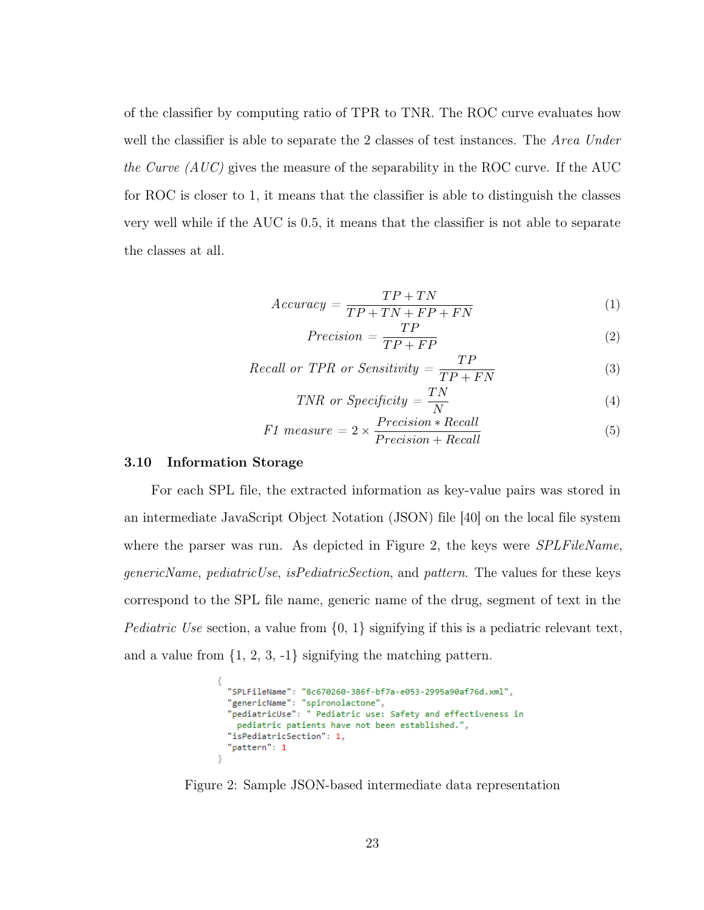of the classifier by computing ratio of TPR to TNR. The ROC curve evaluates how well the classifier is able to separate the 2 classes of test instances. The *Area Under the Curve (AUC)* gives the measure of the separability in the ROC curve. If the AUC for ROC is closer to 1, it means that the classifier is able to distinguish the classes very well while if the AUC is 0.5, it means that the classifier is not able to separate the classes at all.

$$Accuracy = \frac{TP + TN}{TP + TN + FP + FN} \tag{1}$$

$$Precision = \frac{TP}{TP + FP} \tag{2}$$

$$Recall\ or\ TPR\ or\ Sensitivity = \frac{TP}{TP + FN} \tag{3}$$

$$TNR\ or\ Specificity = \frac{TN}{N} \tag{4}$$

$$F1\ measure = 2 \times \frac{Precision * Recall}{Precision + Recall} \tag{5}$$

### 3.10 Information Storage

For each SPL file, the extracted information as key-value pairs was stored in an intermediate JavaScript Object Notation (JSON) file [40] on the local file system where the parser was run. As depicted in Figure 2, the keys were *SPLFileName*, *genericName*, *pediatricUse*, *isPediatricSection*, and *pattern*. The values for these keys correspond to the SPL file name, generic name of the drug, segment of text in the *Pediatric Use* section, a value from {0, 1} signifying if this is a pediatric relevant text, and a value from {1, 2, 3, -1} signifying the matching pattern.

```
{
  "SPLFileName": "8c670260-386f-bf7a-e053-2995a90af76d.xml",
  "genericName": "spironolactone",
  "pediatricUse": " Pediatric use: Safety and effectiveness in
    pediatric patients have not been established.",
  "isPediatricSection": 1,
  "pattern": 1
}
```

Figure 2: Sample JSON-based intermediate data representation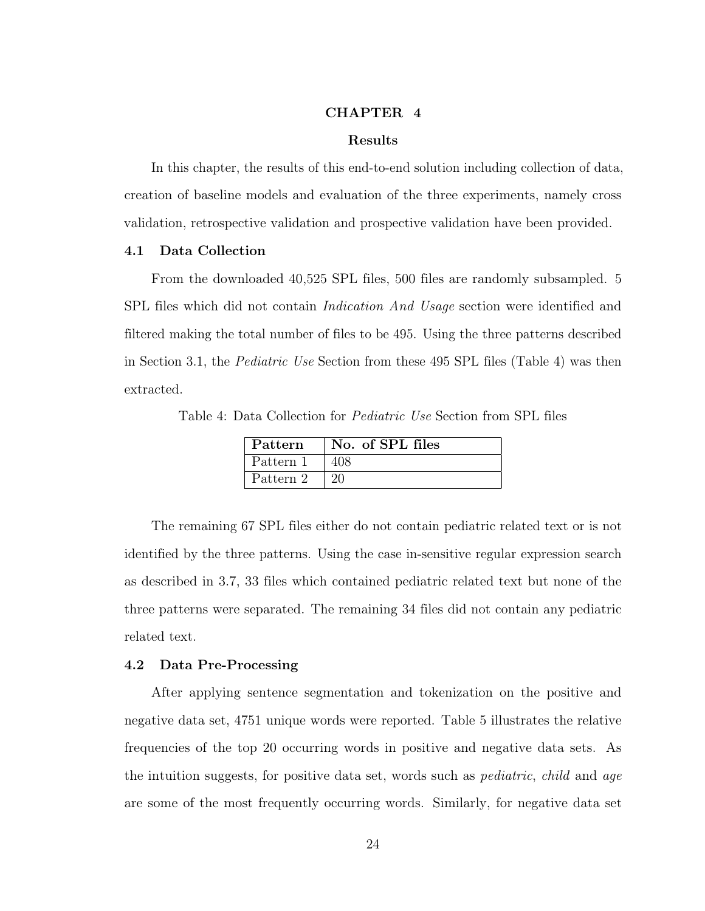# CHAPTER 4

## Results

In this chapter, the results of this end-to-end solution including collection of data, creation of baseline models and evaluation of the three experiments, namely cross validation, retrospective validation and prospective validation have been provided.

### 4.1 Data Collection

From the downloaded 40,525 SPL files, 500 files are randomly subsampled. 5 SPL files which did not contain *Indication And Usage* section were identified and filtered making the total number of files to be 495. Using the three patterns described in Section 3.1, the *Pediatric Use* Section from these 495 SPL files (Table 4) was then extracted.

Table 4: Data Collection for *Pediatric Use* Section from SPL files

| Pattern | No. of SPL files |
|---|---|
| Pattern 1 | 408 |
| Pattern 2 | 20 |

The remaining 67 SPL files either do not contain pediatric related text or is not identified by the three patterns. Using the case in-sensitive regular expression search as described in 3.7, 33 files which contained pediatric related text but none of the three patterns were separated. The remaining 34 files did not contain any pediatric related text.

### 4.2 Data Pre-Processing

After applying sentence segmentation and tokenization on the positive and negative data set, 4751 unique words were reported. Table 5 illustrates the relative frequencies of the top 20 occurring words in positive and negative data sets. As the intuition suggests, for positive data set, words such as *pediatric*, *child* and *age* are some of the most frequently occurring words. Similarly, for negative data set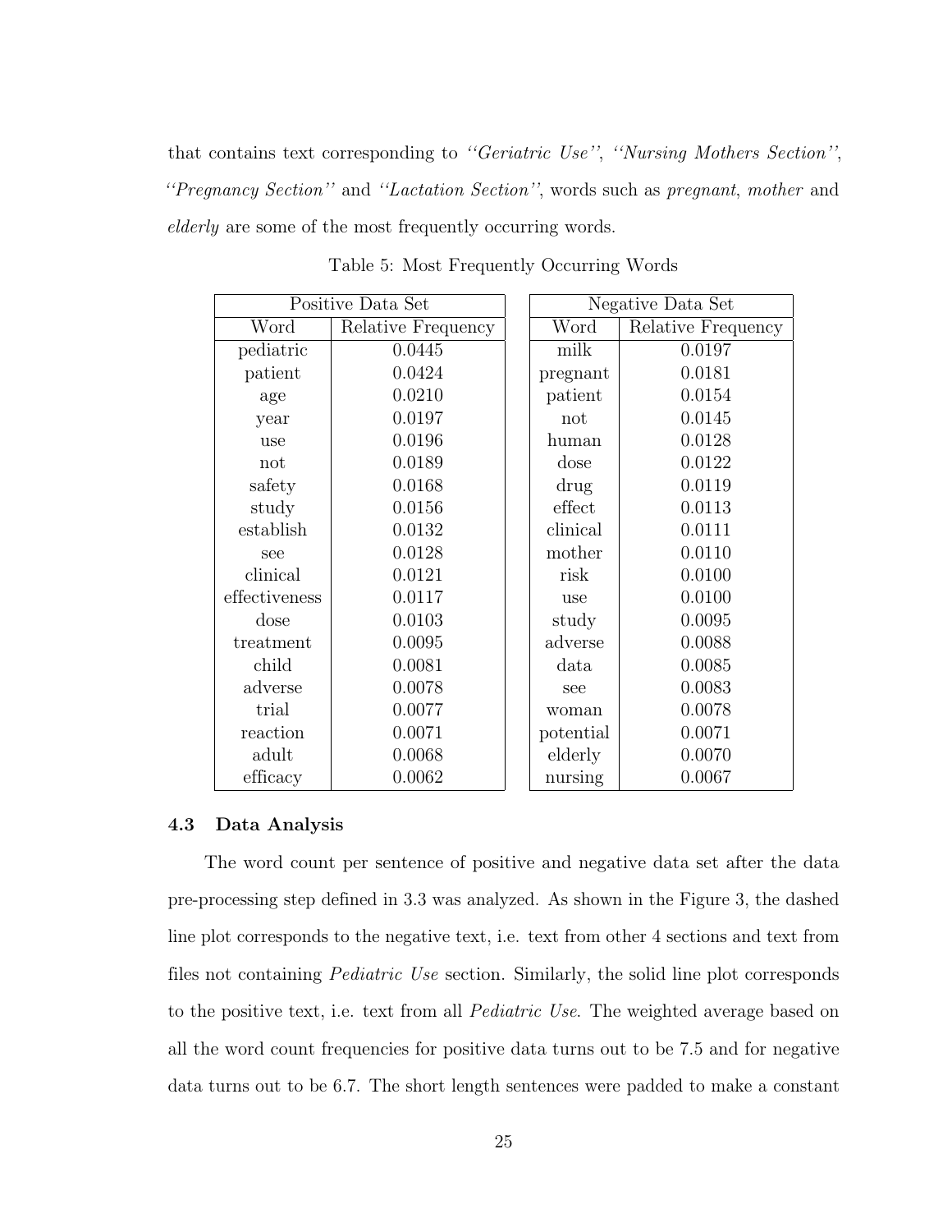that contains text corresponding to *''Geriatric Use''*, *''Nursing Mothers Section''*, *''Pregnancy Section''* and *''Lactation Section''*, words such as *pregnant*, *mother* and *elderly* are some of the most frequently occurring words.

Table 5: Most Frequently Occurring Words

| Positive Data Set | | Negative Data Set | |
|---|---|---|---|
| Word | Relative Frequency | Word | Relative Frequency |
| pediatric | 0.0445 | milk | 0.0197 |
| patient | 0.0424 | pregnant | 0.0181 |
| age | 0.0210 | patient | 0.0154 |
| year | 0.0197 | not | 0.0145 |
| use | 0.0196 | human | 0.0128 |
| not | 0.0189 | dose | 0.0122 |
| safety | 0.0168 | drug | 0.0119 |
| study | 0.0156 | effect | 0.0113 |
| establish | 0.0132 | clinical | 0.0111 |
| see | 0.0128 | mother | 0.0110 |
| clinical | 0.0121 | risk | 0.0100 |
| effectiveness | 0.0117 | use | 0.0100 |
| dose | 0.0103 | study | 0.0095 |
| treatment | 0.0095 | adverse | 0.0088 |
| child | 0.0081 | data | 0.0085 |
| adverse | 0.0078 | see | 0.0083 |
| trial | 0.0077 | woman | 0.0078 |
| reaction | 0.0071 | potential | 0.0071 |
| adult | 0.0068 | elderly | 0.0070 |
| efficacy | 0.0062 | nursing | 0.0067 |

### 4.3 Data Analysis

The word count per sentence of positive and negative data set after the data pre-processing step defined in 3.3 was analyzed. As shown in the Figure 3, the dashed line plot corresponds to the negative text, i.e. text from other 4 sections and text from files not containing *Pediatric Use* section. Similarly, the solid line plot corresponds to the positive text, i.e. text from all *Pediatric Use*. The weighted average based on all the word count frequencies for positive data turns out to be 7.5 and for negative data turns out to be 6.7. The short length sentences were padded to make a constant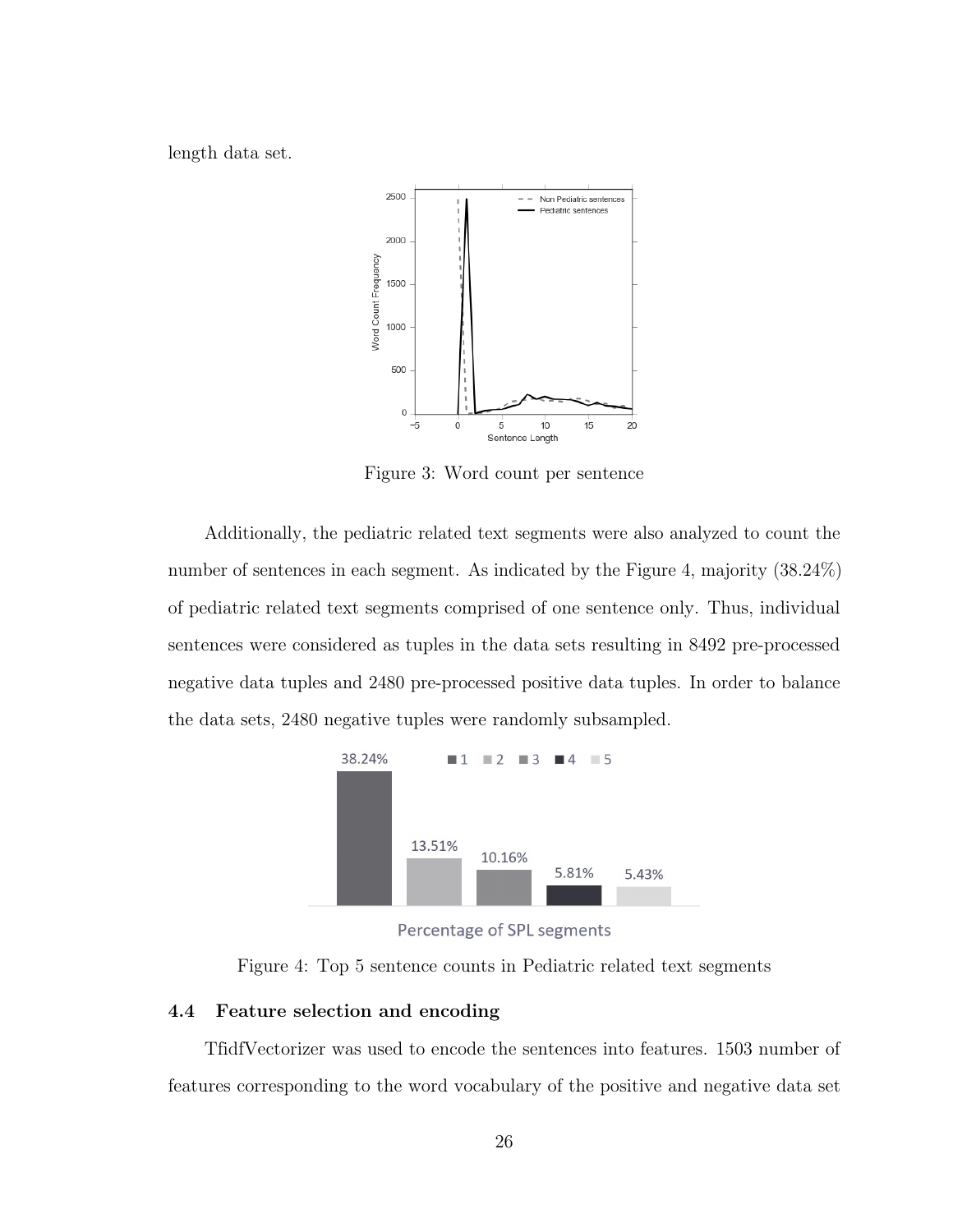length data set.

Figure 3: Word count per sentence

Additionally, the pediatric related text segments were also analyzed to count the number of sentences in each segment. As indicated by the Figure 4, majority (38.24%) of pediatric related text segments comprised of one sentence only. Thus, individual sentences were considered as tuples in the data sets resulting in 8492 pre-processed negative data tuples and 2480 pre-processed positive data tuples. In order to balance the data sets, 2480 negative tuples were randomly subsampled.

Figure 4: Top 5 sentence counts in Pediatric related text segments

### 4.4 Feature selection and encoding

TfidfVectorizer was used to encode the sentences into features. 1503 number of features corresponding to the word vocabulary of the positive and negative data set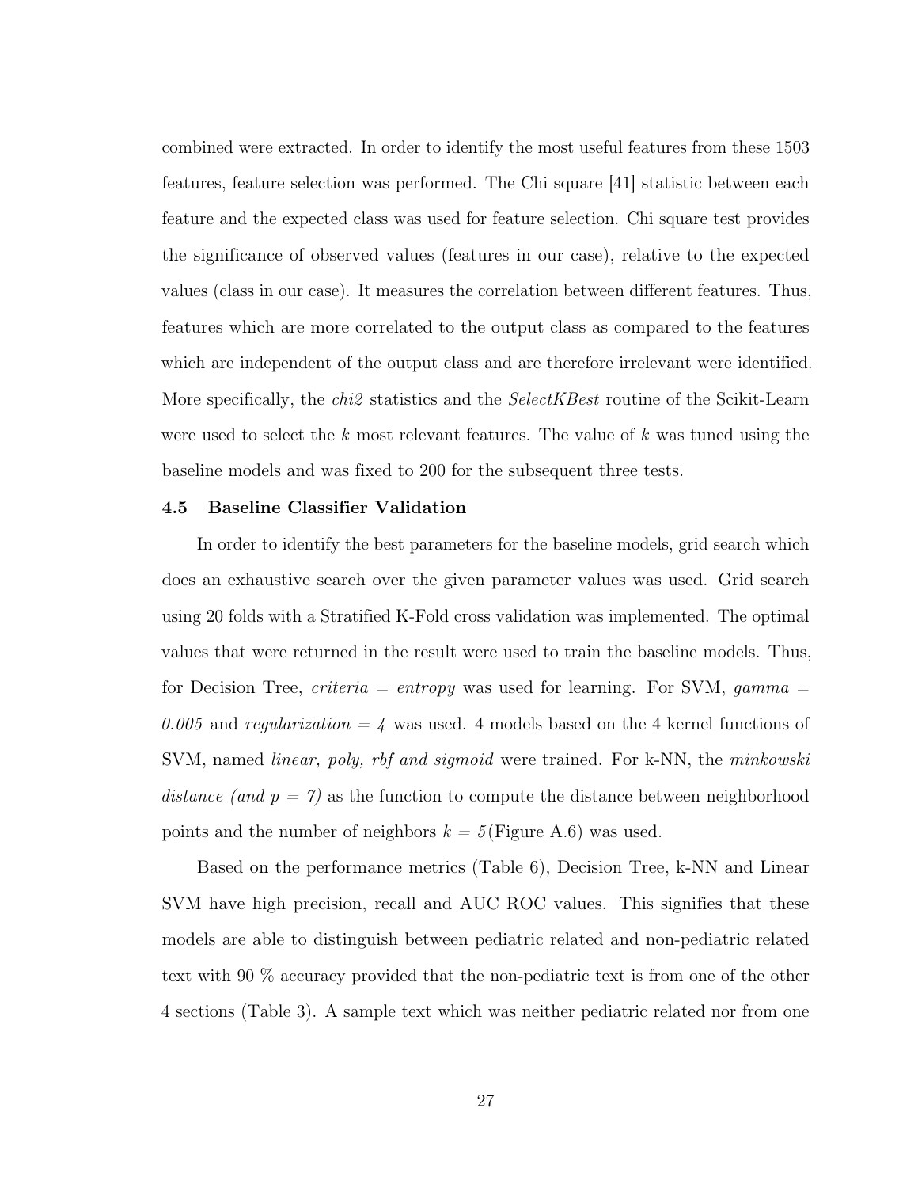combined were extracted. In order to identify the most useful features from these 1503 features, feature selection was performed. The Chi square [41] statistic between each feature and the expected class was used for feature selection. Chi square test provides the significance of observed values (features in our case), relative to the expected values (class in our case). It measures the correlation between different features. Thus, features which are more correlated to the output class as compared to the features which are independent of the output class and are therefore irrelevant were identified. More specifically, the *chi2* statistics and the *SelectKBest* routine of the Scikit-Learn were used to select the $k$ most relevant features. The value of $k$ was tuned using the baseline models and was fixed to 200 for the subsequent three tests.

### 4.5 Baseline Classifier Validation

In order to identify the best parameters for the baseline models, grid search which does an exhaustive search over the given parameter values was used. Grid search using 20 folds with a Stratified K-Fold cross validation was implemented. The optimal values that were returned in the result were used to train the baseline models. Thus, for Decision Tree, *criteria = entropy* was used for learning. For SVM, *gamma = 0.005* and *regularization = 4* was used. 4 models based on the 4 kernel functions of SVM, named *linear, poly, rbf and sigmoid* were trained. For k-NN, the *minkowski distance (and p = 7)* as the function to compute the distance between neighborhood points and the number of neighbors $k = 5$(Figure A.6) was used.

Based on the performance metrics (Table 6), Decision Tree, k-NN and Linear SVM have high precision, recall and AUC ROC values. This signifies that these models are able to distinguish between pediatric related and non-pediatric related text with 90 % accuracy provided that the non-pediatric text is from one of the other 4 sections (Table 3). A sample text which was neither pediatric related nor from one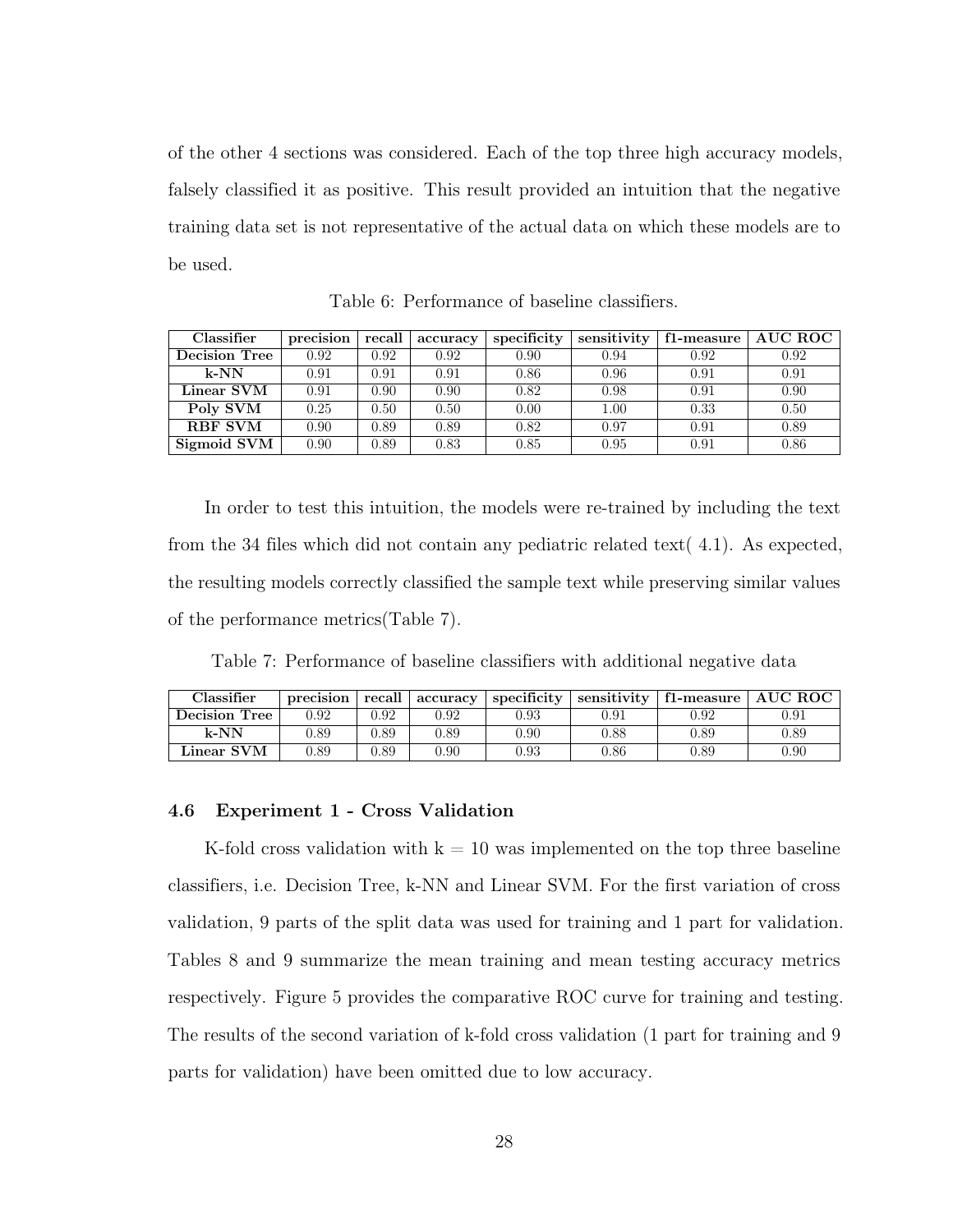of the other 4 sections was considered. Each of the top three high accuracy models, falsely classified it as positive. This result provided an intuition that the negative training data set is not representative of the actual data on which these models are to be used.

Table 6: Performance of baseline classifiers.

| Classifier | precision | recall | accuracy | specificity | sensitivity | f1-measure | AUC ROC |
|---|---|---|---|---|---|---|---|
| **Decision Tree** | 0.92 | 0.92 | 0.92 | 0.90 | 0.94 | 0.92 | 0.92 |
| **k-NN** | 0.91 | 0.91 | 0.91 | 0.86 | 0.96 | 0.91 | 0.91 |
| **Linear SVM** | 0.91 | 0.90 | 0.90 | 0.82 | 0.98 | 0.91 | 0.90 |
| **Poly SVM** | 0.25 | 0.50 | 0.50 | 0.00 | 1.00 | 0.33 | 0.50 |
| **RBF SVM** | 0.90 | 0.89 | 0.89 | 0.82 | 0.97 | 0.91 | 0.89 |
| **Sigmoid SVM** | 0.90 | 0.89 | 0.83 | 0.85 | 0.95 | 0.91 | 0.86 |

In order to test this intuition, the models were re-trained by including the text from the 34 files which did not contain any pediatric related text( 4.1). As expected, the resulting models correctly classified the sample text while preserving similar values of the performance metrics(Table 7).

Table 7: Performance of baseline classifiers with additional negative data

| Classifier | precision | recall | accuracy | specificity | sensitivity | f1-measure | AUC ROC |
|---|---|---|---|---|---|---|---|
| **Decision Tree** | 0.92 | 0.92 | 0.92 | 0.93 | 0.91 | 0.92 | 0.91 |
| **k-NN** | 0.89 | 0.89 | 0.89 | 0.90 | 0.88 | 0.89 | 0.89 |
| **Linear SVM** | 0.89 | 0.89 | 0.90 | 0.93 | 0.86 | 0.89 | 0.90 |

### 4.6 Experiment 1 - Cross Validation

K-fold cross validation with k = 10 was implemented on the top three baseline classifiers, i.e. Decision Tree, k-NN and Linear SVM. For the first variation of cross validation, 9 parts of the split data was used for training and 1 part for validation. Tables 8 and 9 summarize the mean training and mean testing accuracy metrics respectively. Figure 5 provides the comparative ROC curve for training and testing. The results of the second variation of k-fold cross validation (1 part for training and 9 parts for validation) have been omitted due to low accuracy.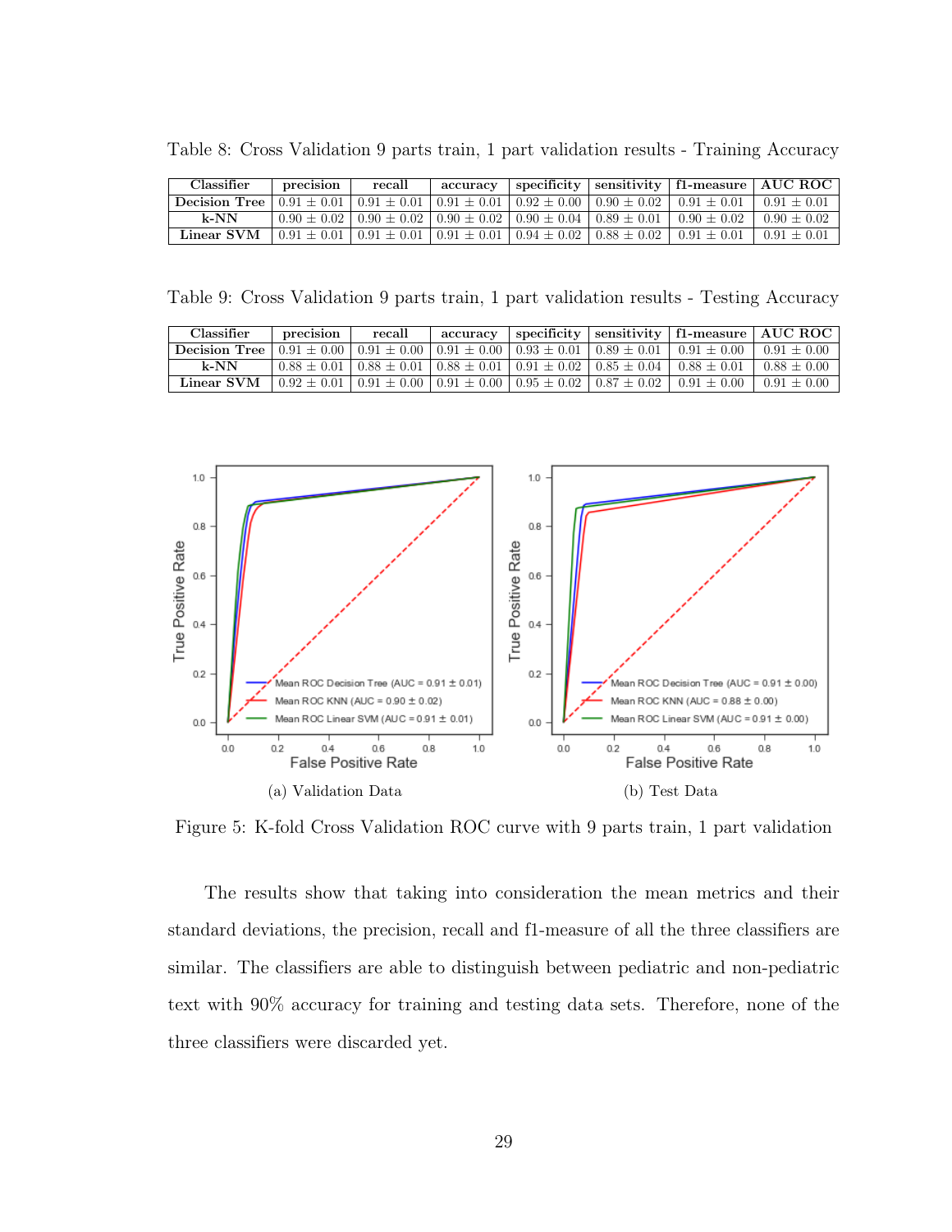Table 8: Cross Validation 9 parts train, 1 part validation results - Training Accuracy

| Classifier | precision | recall | accuracy | specificity | sensitivity | f1-measure | AUC ROC |
|---|---|---|---|---|---|---|---|
| **Decision Tree** | $0.91 \pm 0.01$ | $0.91 \pm 0.01$ | $0.91 \pm 0.01$ | $0.92 \pm 0.00$ | $0.90 \pm 0.02$ | $0.91 \pm 0.01$ | $0.91 \pm 0.01$ |
| **k-NN** | $0.90 \pm 0.02$ | $0.90 \pm 0.02$ | $0.90 \pm 0.02$ | $0.90 \pm 0.04$ | $0.89 \pm 0.01$ | $0.90 \pm 0.02$ | $0.90 \pm 0.02$ |
| **Linear SVM** | $0.91 \pm 0.01$ | $0.91 \pm 0.01$ | $0.91 \pm 0.01$ | $0.94 \pm 0.02$ | $0.88 \pm 0.02$ | $0.91 \pm 0.01$ | $0.91 \pm 0.01$ |

Table 9: Cross Validation 9 parts train, 1 part validation results - Testing Accuracy

| Classifier | precision | recall | accuracy | specificity | sensitivity | f1-measure | AUC ROC |
|---|---|---|---|---|---|---|---|
| **Decision Tree** | $0.91 \pm 0.00$ | $0.91 \pm 0.00$ | $0.91 \pm 0.00$ | $0.93 \pm 0.01$ | $0.89 \pm 0.01$ | $0.91 \pm 0.00$ | $0.91 \pm 0.00$ |
| **k-NN** | $0.88 \pm 0.01$ | $0.88 \pm 0.01$ | $0.88 \pm 0.01$ | $0.91 \pm 0.02$ | $0.85 \pm 0.04$ | $0.88 \pm 0.01$ | $0.88 \pm 0.00$ |
| **Linear SVM** | $0.92 \pm 0.01$ | $0.91 \pm 0.00$ | $0.91 \pm 0.00$ | $0.95 \pm 0.02$ | $0.87 \pm 0.02$ | $0.91 \pm 0.00$ | $0.91 \pm 0.00$ |

(a) Validation Data

(b) Test Data

Figure 5: K-fold Cross Validation ROC curve with 9 parts train, 1 part validation

The results show that taking into consideration the mean metrics and their standard deviations, the precision, recall and f1-measure of all the three classifiers are similar. The classifiers are able to distinguish between pediatric and non-pediatric text with 90% accuracy for training and testing data sets. Therefore, none of the three classifiers were discarded yet.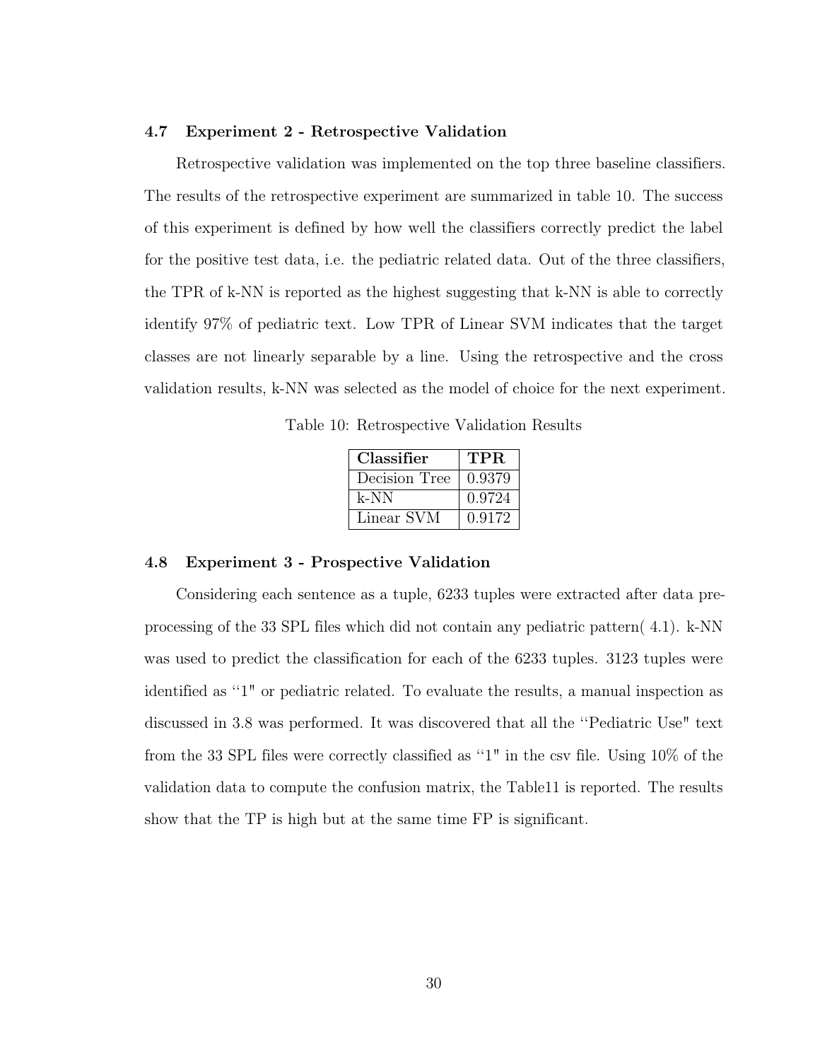### 4.7 Experiment 2 - Retrospective Validation

Retrospective validation was implemented on the top three baseline classifiers. The results of the retrospective experiment are summarized in table 10. The success of this experiment is defined by how well the classifiers correctly predict the label for the positive test data, i.e. the pediatric related data. Out of the three classifiers, the TPR of k-NN is reported as the highest suggesting that k-NN is able to correctly identify 97% of pediatric text. Low TPR of Linear SVM indicates that the target classes are not linearly separable by a line. Using the retrospective and the cross validation results, k-NN was selected as the model of choice for the next experiment.

Table 10: Retrospective Validation Results

| Classifier | TPR |
|---|---|
| Decision Tree | 0.9379 |
| k-NN | 0.9724 |
| Linear SVM | 0.9172 |

### 4.8 Experiment 3 - Prospective Validation

Considering each sentence as a tuple, 6233 tuples were extracted after data preprocessing of the 33 SPL files which did not contain any pediatric pattern( 4.1). k-NN was used to predict the classification for each of the 6233 tuples. 3123 tuples were identified as ''1" or pediatric related. To evaluate the results, a manual inspection as discussed in 3.8 was performed. It was discovered that all the ''Pediatric Use" text from the 33 SPL files were correctly classified as ''1" in the csv file. Using 10% of the validation data to compute the confusion matrix, the Table11 is reported. The results show that the TP is high but at the same time FP is significant.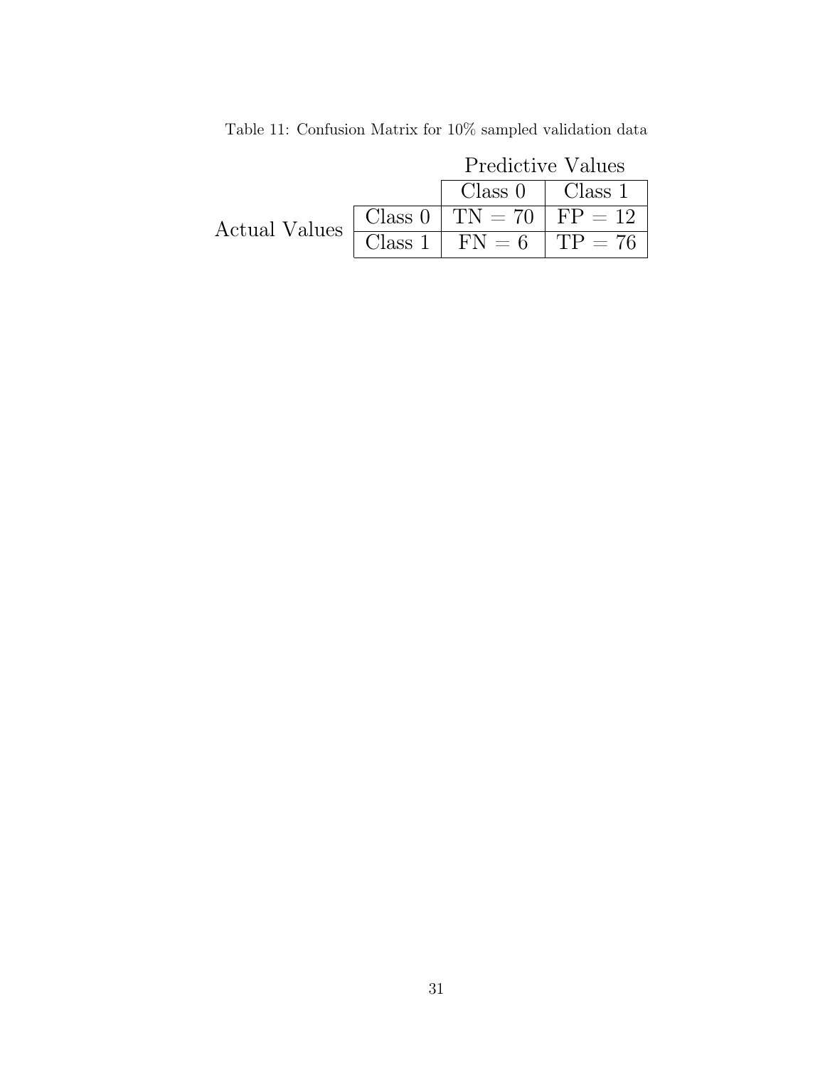Table 11: Confusion Matrix for 10% sampled validation data

| | | Predictive Values | |
|---|---|---|---|
| | | Class 0 | Class 1 |
| Actual Values | Class 0 | TN = 70 | FP = 12 |
| | Class 1 | FN = 6 | TP = 76 |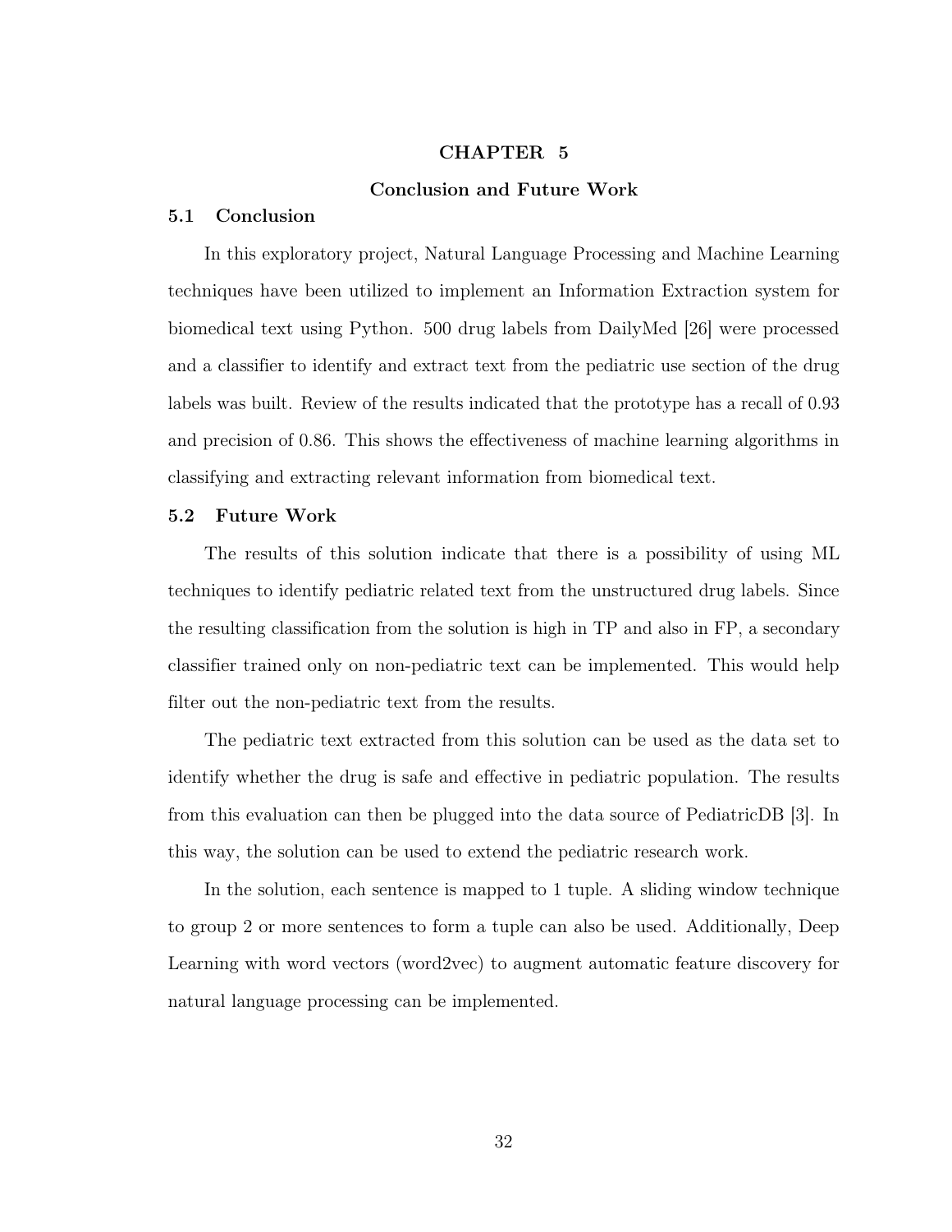# CHAPTER 5

# Conclusion and Future Work

## 5.1 Conclusion

In this exploratory project, Natural Language Processing and Machine Learning techniques have been utilized to implement an Information Extraction system for biomedical text using Python. 500 drug labels from DailyMed [26] were processed and a classifier to identify and extract text from the pediatric use section of the drug labels was built. Review of the results indicated that the prototype has a recall of 0.93 and precision of 0.86. This shows the effectiveness of machine learning algorithms in classifying and extracting relevant information from biomedical text.

## 5.2 Future Work

The results of this solution indicate that there is a possibility of using ML techniques to identify pediatric related text from the unstructured drug labels. Since the resulting classification from the solution is high in TP and also in FP, a secondary classifier trained only on non-pediatric text can be implemented. This would help filter out the non-pediatric text from the results.

The pediatric text extracted from this solution can be used as the data set to identify whether the drug is safe and effective in pediatric population. The results from this evaluation can then be plugged into the data source of PediatricDB [3]. In this way, the solution can be used to extend the pediatric research work.

In the solution, each sentence is mapped to 1 tuple. A sliding window technique to group 2 or more sentences to form a tuple can also be used. Additionally, Deep Learning with word vectors (word2vec) to augment automatic feature discovery for natural language processing can be implemented.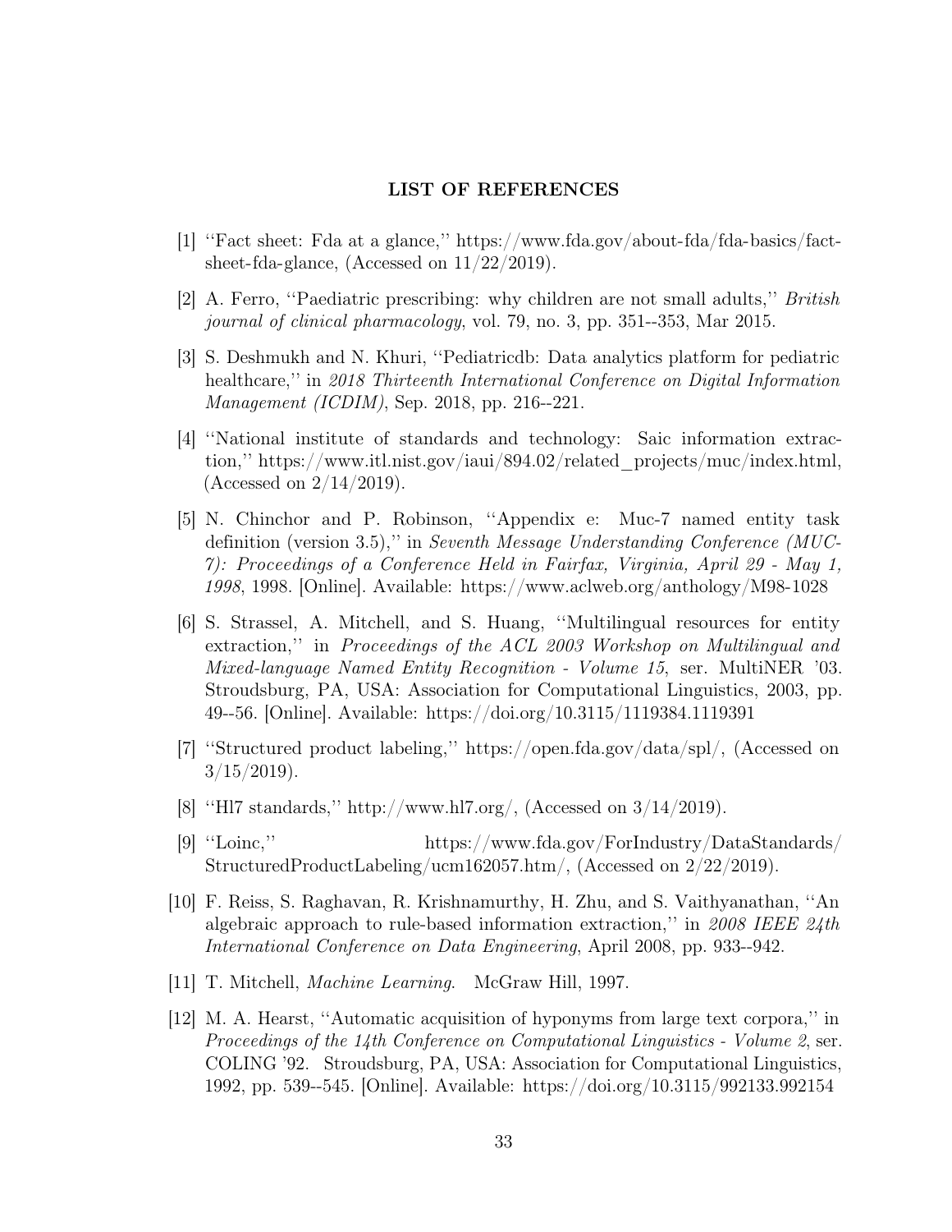## LIST OF REFERENCES

[1] ''Fact sheet: Fda at a glance,'' https://www.fda.gov/about-fda/fda-basics/fact-sheet-fda-glance, (Accessed on 11/22/2019).

[2] A. Ferro, ''Paediatric prescribing: why children are not small adults,'' *British journal of clinical pharmacology*, vol. 79, no. 3, pp. 351--353, Mar 2015.

[3] S. Deshmukh and N. Khuri, ''Pediatricdb: Data analytics platform for pediatric healthcare,'' in *2018 Thirteenth International Conference on Digital Information Management (ICDIM)*, Sep. 2018, pp. 216--221.

[4] ''National institute of standards and technology: Saic information extraction,'' https://www.itl.nist.gov/iaui/894.02/related_projects/muc/index.html, (Accessed on 2/14/2019).

[5] N. Chinchor and P. Robinson, ''Appendix e: Muc-7 named entity task definition (version 3.5),'' in *Seventh Message Understanding Conference (MUC-7): Proceedings of a Conference Held in Fairfax, Virginia, April 29 - May 1, 1998*, 1998. [Online]. Available: https://www.aclweb.org/anthology/M98-1028

[6] S. Strassel, A. Mitchell, and S. Huang, ''Multilingual resources for entity extraction,'' in *Proceedings of the ACL 2003 Workshop on Multilingual and Mixed-language Named Entity Recognition - Volume 15*, ser. MultiNER '03. Stroudsburg, PA, USA: Association for Computational Linguistics, 2003, pp. 49--56. [Online]. Available: https://doi.org/10.3115/1119384.1119391

[7] ''Structured product labeling,'' https://open.fda.gov/data/spl/, (Accessed on 3/15/2019).

[8] ''Hl7 standards,'' http://www.hl7.org/, (Accessed on 3/14/2019).

[9] ''Loinc,'' https://www.fda.gov/ForIndustry/DataStandards/StructuredProductLabeling/ucm162057.htm/, (Accessed on 2/22/2019).

[10] F. Reiss, S. Raghavan, R. Krishnamurthy, H. Zhu, and S. Vaithyanathan, ''An algebraic approach to rule-based information extraction,'' in *2008 IEEE 24th International Conference on Data Engineering*, April 2008, pp. 933--942.

[11] T. Mitchell, *Machine Learning*. McGraw Hill, 1997.

[12] M. A. Hearst, ''Automatic acquisition of hyponyms from large text corpora,'' in *Proceedings of the 14th Conference on Computational Linguistics - Volume 2*, ser. COLING '92. Stroudsburg, PA, USA: Association for Computational Linguistics, 1992, pp. 539--545. [Online]. Available: https://doi.org/10.3115/992133.992154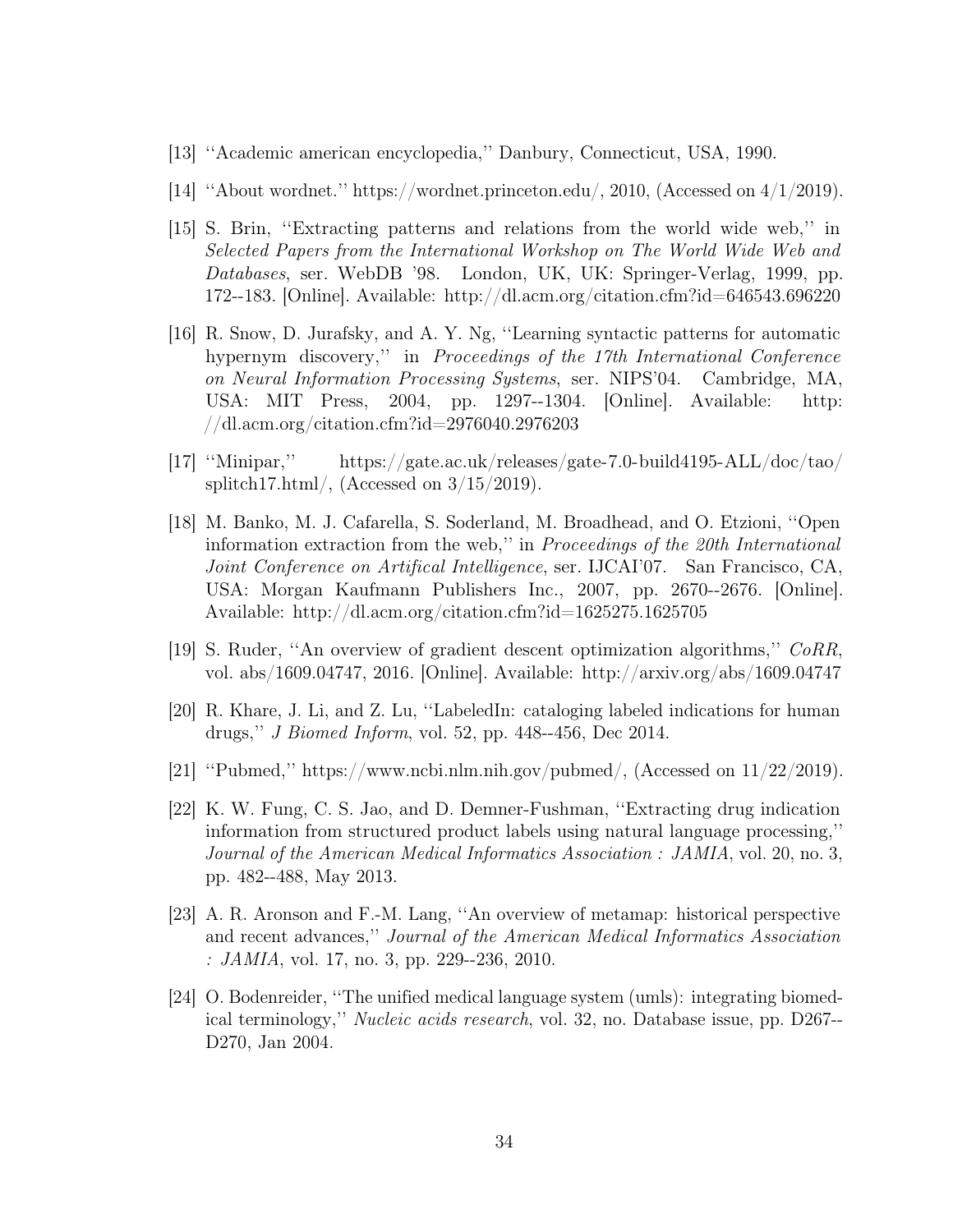[13] ''Academic american encyclopedia,'' Danbury, Connecticut, USA, 1990.

[14] ''About wordnet.'' https://wordnet.princeton.edu/, 2010, (Accessed on 4/1/2019).

[15] S. Brin, ''Extracting patterns and relations from the world wide web,'' in *Selected Papers from the International Workshop on The World Wide Web and Databases*, ser. WebDB '98. London, UK, UK: Springer-Verlag, 1999, pp. 172--183. [Online]. Available: http://dl.acm.org/citation.cfm?id=646543.696220

[16] R. Snow, D. Jurafsky, and A. Y. Ng, ''Learning syntactic patterns for automatic hypernym discovery,'' in *Proceedings of the 17th International Conference on Neural Information Processing Systems*, ser. NIPS'04. Cambridge, MA, USA: MIT Press, 2004, pp. 1297--1304. [Online]. Available: http://dl.acm.org/citation.cfm?id=2976040.2976203

[17] ''Minipar,'' https://gate.ac.uk/releases/gate-7.0-build4195-ALL/doc/tao/splitch17.html/, (Accessed on 3/15/2019).

[18] M. Banko, M. J. Cafarella, S. Soderland, M. Broadhead, and O. Etzioni, ''Open information extraction from the web,'' in *Proceedings of the 20th International Joint Conference on Artifical Intelligence*, ser. IJCAI'07. San Francisco, CA, USA: Morgan Kaufmann Publishers Inc., 2007, pp. 2670--2676. [Online]. Available: http://dl.acm.org/citation.cfm?id=1625275.1625705

[19] S. Ruder, ''An overview of gradient descent optimization algorithms,'' *CoRR*, vol. abs/1609.04747, 2016. [Online]. Available: http://arxiv.org/abs/1609.04747

[20] R. Khare, J. Li, and Z. Lu, ''LabeledIn: cataloging labeled indications for human drugs,'' *J Biomed Inform*, vol. 52, pp. 448--456, Dec 2014.

[21] ''Pubmed,'' https://www.ncbi.nlm.nih.gov/pubmed/, (Accessed on 11/22/2019).

[22] K. W. Fung, C. S. Jao, and D. Demner-Fushman, ''Extracting drug indication information from structured product labels using natural language processing,'' *Journal of the American Medical Informatics Association : JAMIA*, vol. 20, no. 3, pp. 482--488, May 2013.

[23] A. R. Aronson and F.-M. Lang, ''An overview of metamap: historical perspective and recent advances,'' *Journal of the American Medical Informatics Association : JAMIA*, vol. 17, no. 3, pp. 229--236, 2010.

[24] O. Bodenreider, ''The unified medical language system (umls): integrating biomedical terminology,'' *Nucleic acids research*, vol. 32, no. Database issue, pp. D267--D270, Jan 2004.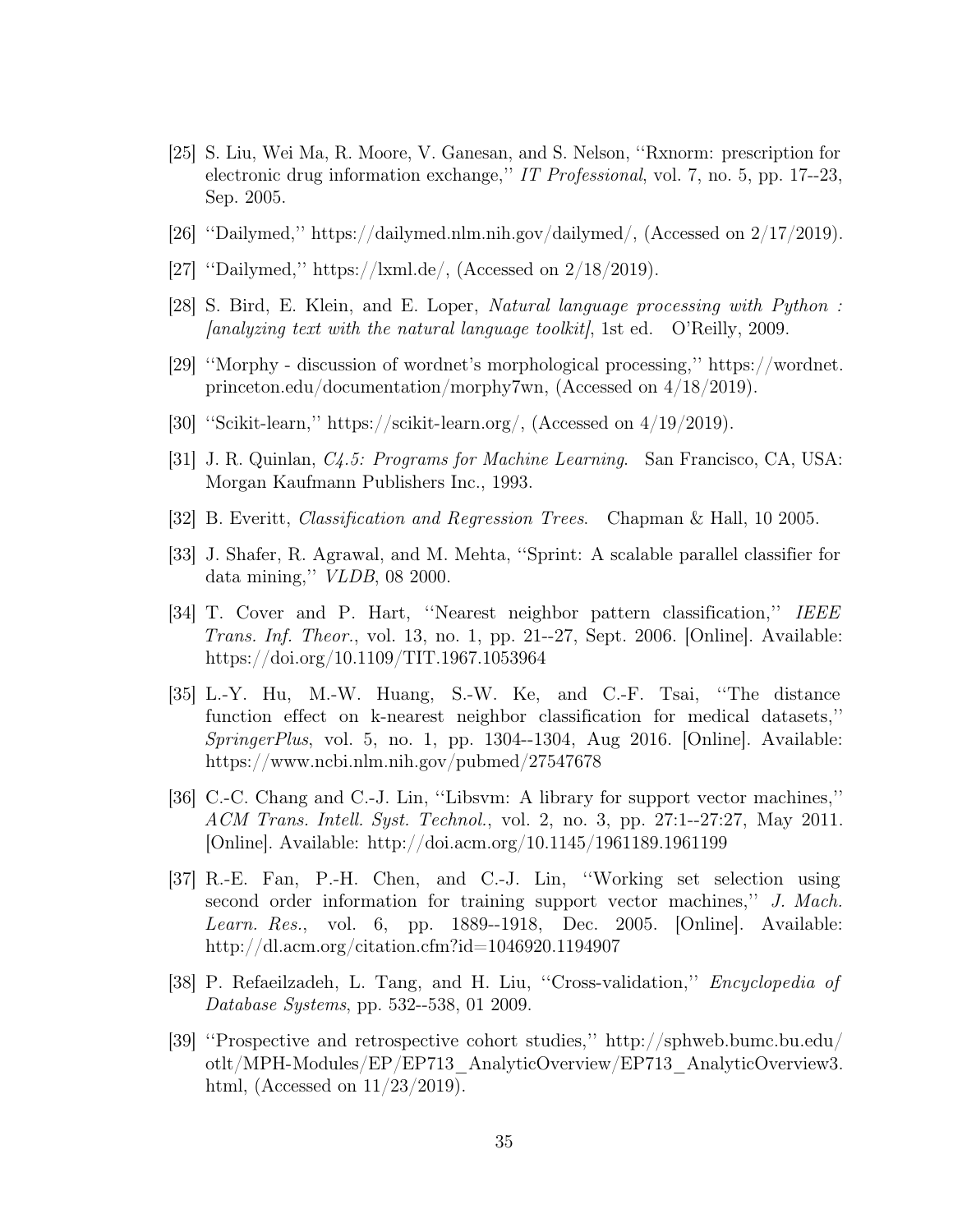[25] S. Liu, Wei Ma, R. Moore, V. Ganesan, and S. Nelson, ''Rxnorm: prescription for electronic drug information exchange,'' *IT Professional*, vol. 7, no. 5, pp. 17--23, Sep. 2005.

[26] ''Dailymed,'' https://dailymed.nlm.nih.gov/dailymed/, (Accessed on 2/17/2019).

[27] ''Dailymed,'' https://lxml.de/, (Accessed on 2/18/2019).

[28] S. Bird, E. Klein, and E. Loper, *Natural language processing with Python : [analyzing text with the natural language toolkit]*, 1st ed. O'Reilly, 2009.

[29] ''Morphy - discussion of wordnet's morphological processing,'' https://wordnet.princeton.edu/documentation/morphy7wn, (Accessed on 4/18/2019).

[30] ''Scikit-learn,'' https://scikit-learn.org/, (Accessed on 4/19/2019).

[31] J. R. Quinlan, *C4.5: Programs for Machine Learning*. San Francisco, CA, USA: Morgan Kaufmann Publishers Inc., 1993.

[32] B. Everitt, *Classification and Regression Trees*. Chapman & Hall, 10 2005.

[33] J. Shafer, R. Agrawal, and M. Mehta, ''Sprint: A scalable parallel classifier for data mining,'' *VLDB*, 08 2000.

[34] T. Cover and P. Hart, ''Nearest neighbor pattern classification,'' *IEEE Trans. Inf. Theor.*, vol. 13, no. 1, pp. 21--27, Sept. 2006. [Online]. Available: https://doi.org/10.1109/TIT.1967.1053964

[35] L.-Y. Hu, M.-W. Huang, S.-W. Ke, and C.-F. Tsai, ''The distance function effect on k-nearest neighbor classification for medical datasets,'' *SpringerPlus*, vol. 5, no. 1, pp. 1304--1304, Aug 2016. [Online]. Available: https://www.ncbi.nlm.nih.gov/pubmed/27547678

[36] C.-C. Chang and C.-J. Lin, ''Libsvm: A library for support vector machines,'' *ACM Trans. Intell. Syst. Technol.*, vol. 2, no. 3, pp. 27:1--27:27, May 2011. [Online]. Available: http://doi.acm.org/10.1145/1961189.1961199

[37] R.-E. Fan, P.-H. Chen, and C.-J. Lin, ''Working set selection using second order information for training support vector machines,'' *J. Mach. Learn. Res.*, vol. 6, pp. 1889--1918, Dec. 2005. [Online]. Available: http://dl.acm.org/citation.cfm?id=1046920.1194907

[38] P. Refaeilzadeh, L. Tang, and H. Liu, ''Cross-validation,'' *Encyclopedia of Database Systems*, pp. 532--538, 01 2009.

[39] ''Prospective and retrospective cohort studies,'' http://sphweb.bumc.bu.edu/otlt/MPH-Modules/EP/EP713_AnalyticOverview/EP713_AnalyticOverview3.html, (Accessed on 11/23/2019).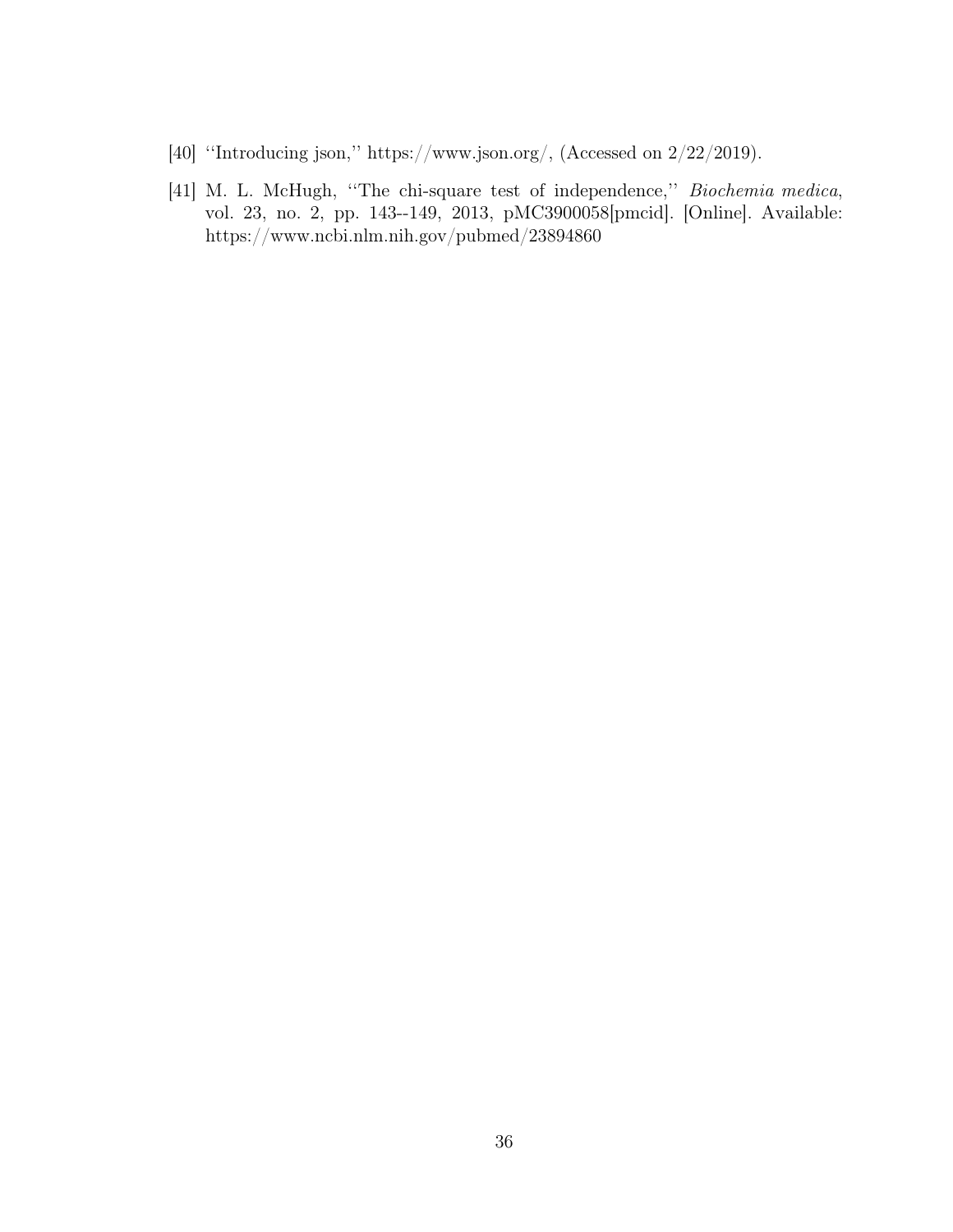[40] ''Introducing json,'' https://www.json.org/, (Accessed on 2/22/2019).

[41] M. L. McHugh, ''The chi-square test of independence,'' *Biochemia medica*, vol. 23, no. 2, pp. 143--149, 2013, pMC3900058[pmcid]. [Online]. Available: https://www.ncbi.nlm.nih.gov/pubmed/23894860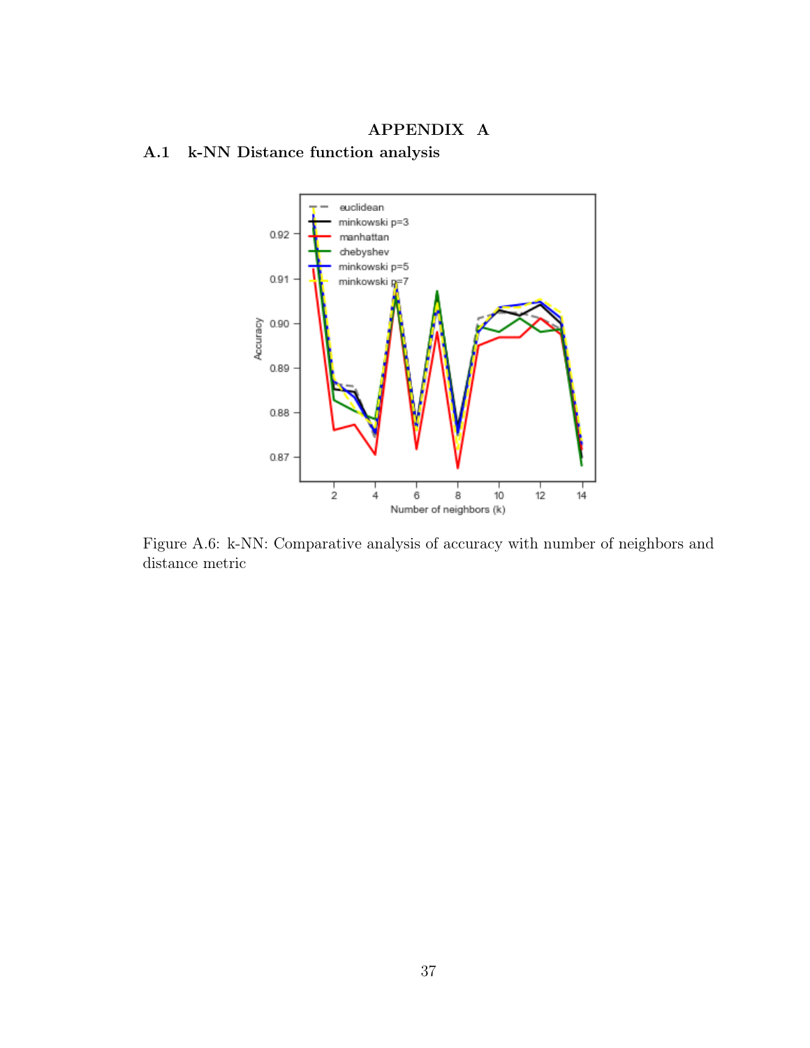# APPENDIX A

## A.1 k-NN Distance function analysis

Figure A.6: k-NN: Comparative analysis of accuracy with number of neighbors and distance metric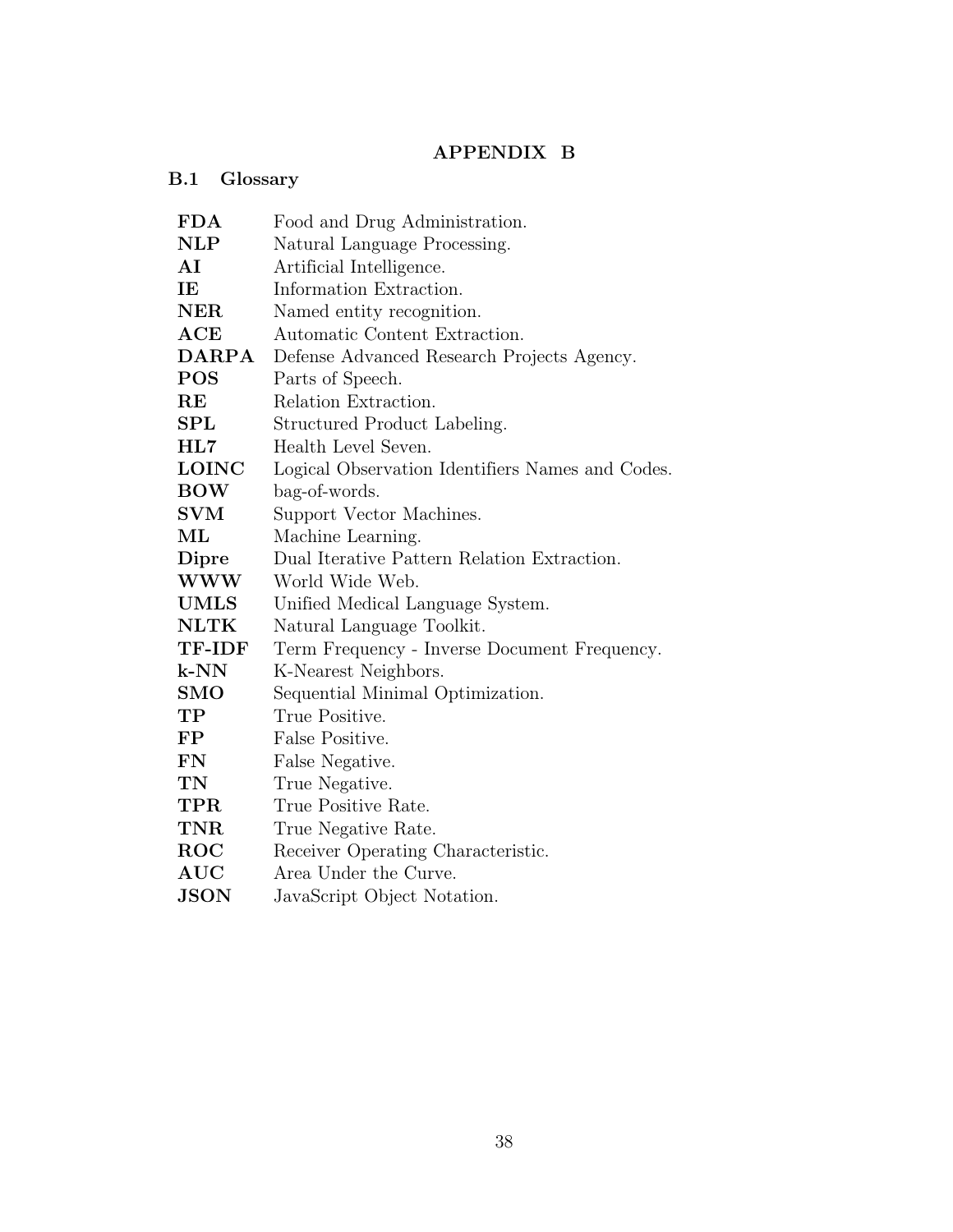# APPENDIX B

## B.1 Glossary

| | |
|---|---|
| **FDA** | Food and Drug Administration. |
| **NLP** | Natural Language Processing. |
| **AI** | Artificial Intelligence. |
| **IE** | Information Extraction. |
| **NER** | Named entity recognition. |
| **ACE** | Automatic Content Extraction. |
| **DARPA** | Defense Advanced Research Projects Agency. |
| **POS** | Parts of Speech. |
| **RE** | Relation Extraction. |
| **SPL** | Structured Product Labeling. |
| **HL7** | Health Level Seven. |
| **LOINC** | Logical Observation Identifiers Names and Codes. |
| **BOW** | bag-of-words. |
| **SVM** | Support Vector Machines. |
| **ML** | Machine Learning. |
| **Dipre** | Dual Iterative Pattern Relation Extraction. |
| **WWW** | World Wide Web. |
| **UMLS** | Unified Medical Language System. |
| **NLTK** | Natural Language Toolkit. |
| **TF-IDF** | Term Frequency - Inverse Document Frequency. |
| **k-NN** | K-Nearest Neighbors. |
| **SMO** | Sequential Minimal Optimization. |
| **TP** | True Positive. |
| **FP** | False Positive. |
| **FN** | False Negative. |
| **TN** | True Negative. |
| **TPR** | True Positive Rate. |
| **TNR** | True Negative Rate. |
| **ROC** | Receiver Operating Characteristic. |
| **AUC** | Area Under the Curve. |
| **JSON** | JavaScript Object Notation. |